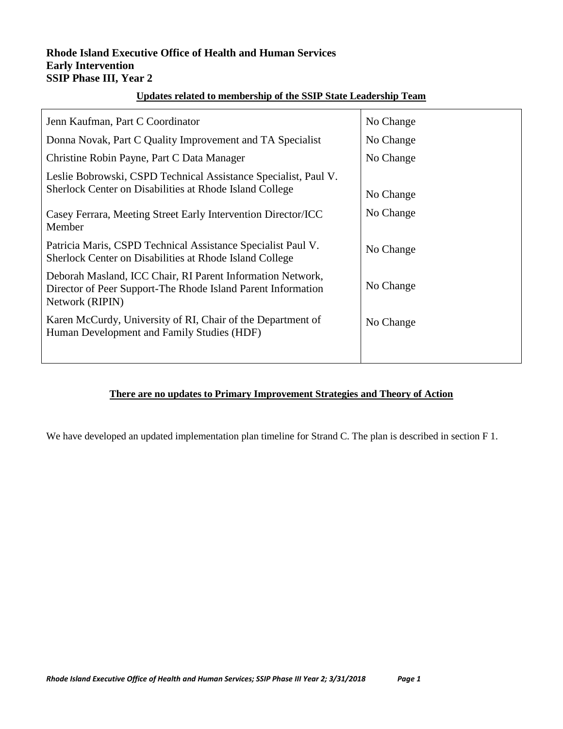**Rhode Island Executive Office of Health and Human Services**
**Early Intervention**
**SSIP Phase III, Year 2**

**Updates related to membership of the SSIP State Leadership Team**

| Member | Status |
|---|---|
| Jenn Kaufman, Part C Coordinator | No Change |
| Donna Novak, Part C Quality Improvement and TA Specialist | No Change |
| Christine Robin Payne, Part C Data Manager | No Change |
| Leslie Bobrowski, CSPD Technical Assistance Specialist, Paul V. Sherlock Center on Disabilities at Rhode Island College | No Change |
| Casey Ferrara, Meeting Street Early Intervention Director/ICC Member | No Change |
| Patricia Maris, CSPD Technical Assistance Specialist Paul V. Sherlock Center on Disabilities at Rhode Island College | No Change |
| Deborah Masland, ICC Chair, RI Parent Information Network, Director of Peer Support-The Rhode Island Parent Information Network (RIPIN) | No Change |
| Karen McCurdy, University of RI, Chair of the Department of Human Development and Family Studies (HDF) | No Change |

**There are no updates to Primary Improvement Strategies and Theory of Action**

We have developed an updated implementation plan timeline for Strand C. The plan is described in section F 1.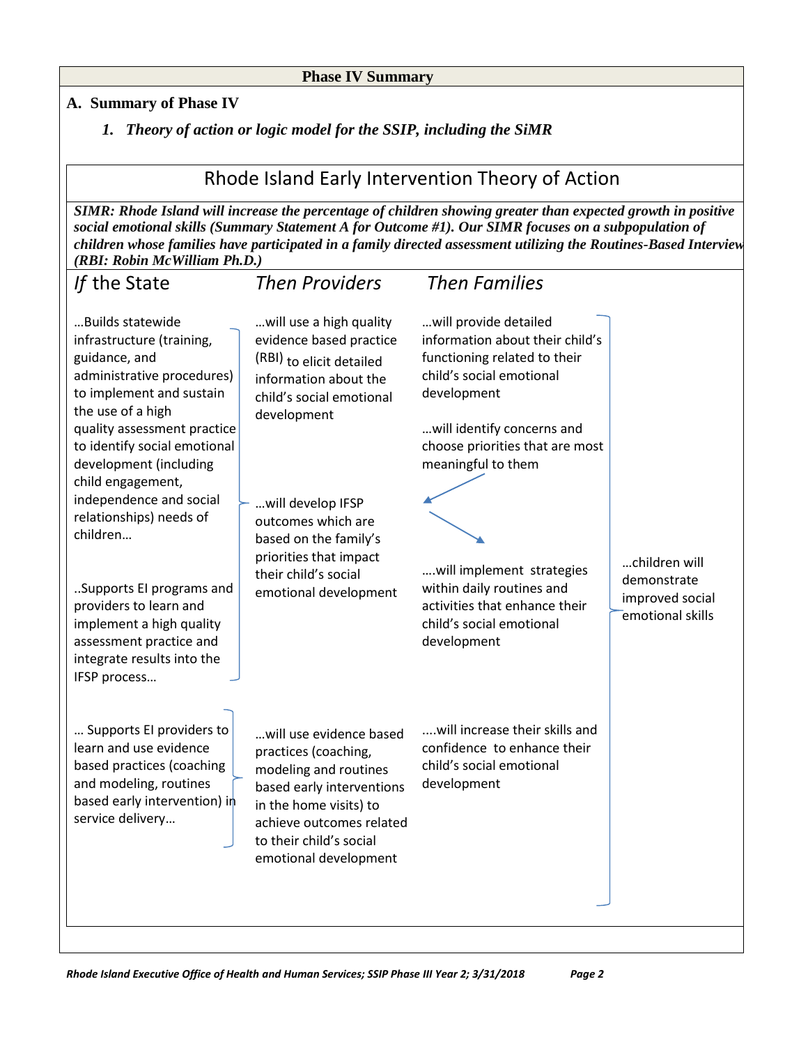## Phase IV Summary

### A. Summary of Phase IV

#### *1. Theory of action or logic model for the SSIP, including the SiMR*

## Rhode Island Early Intervention Theory of Action

***SIMR: Rhode Island will increase the percentage of children showing greater than expected growth in positive social emotional skills (Summary Statement A for Outcome #1). Our SIMR focuses on a subpopulation of children whose families have participated in a family directed assessment utilizing the Routines-Based Interview (RBI: Robin McWilliam Ph.D.)***

| *If* the State | *Then Providers* | *Then Families* | |
|---|---|---|---|
| …Builds statewide infrastructure (training, guidance, and administrative procedures) to implement and sustain the use of a high quality assessment practice to identify social emotional development (including child engagement, independence and social relationships) needs of children…<br><br>..Supports EI programs and providers to learn and implement a high quality assessment practice and integrate results into the IFSP process… | …will use a high quality evidence based practice (RBI) to elicit detailed information about the child's social emotional development<br><br>…will develop IFSP outcomes which are based on the family's priorities that impact their child's social emotional development | …will provide detailed information about their child's functioning related to their child's social emotional development<br><br>…will identify concerns and choose priorities that are most meaningful to them<br><br>….will implement strategies within daily routines and activities that enhance their child's social emotional development | …children will demonstrate improved social emotional skills |
| … Supports EI providers to learn and use evidence based practices (coaching and modeling, routines based early intervention) in service delivery… | …will use evidence based practices (coaching, modeling and routines based early interventions in the home visits) to achieve outcomes related to their child's social emotional development | ….will increase their skills and confidence to enhance their child's social emotional development | |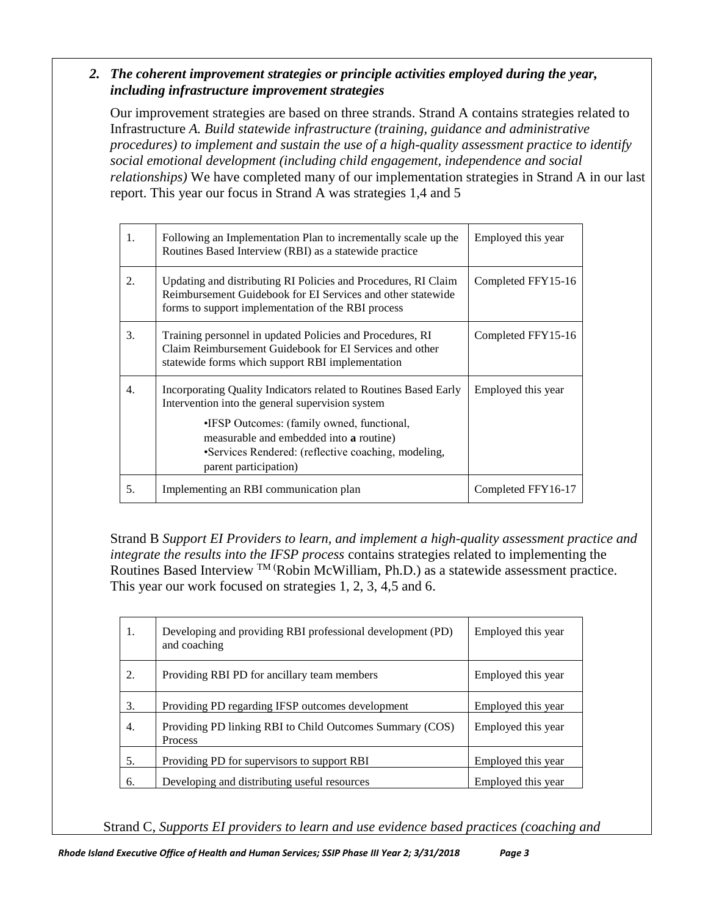## 2. *The coherent improvement strategies or principle activities employed during the year, including infrastructure improvement strategies*

Our improvement strategies are based on three strands. Strand A contains strategies related to Infrastructure *A. Build statewide infrastructure (training, guidance and administrative procedures) to implement and sustain the use of a high-quality assessment practice to identify social emotional development (including child engagement, independence and social relationships)* We have completed many of our implementation strategies in Strand A in our last report. This year our focus in Strand A was strategies 1,4 and 5

| | | |
|---|---|---|
| 1. | Following an Implementation Plan to incrementally scale up the Routines Based Interview (RBI) as a statewide practice | Employed this year |
| 2. | Updating and distributing RI Policies and Procedures, RI Claim Reimbursement Guidebook for EI Services and other statewide forms to support implementation of the RBI process | Completed FFY15-16 |
| 3. | Training personnel in updated Policies and Procedures, RI Claim Reimbursement Guidebook for EI Services and other statewide forms which support RBI implementation | Completed FFY15-16 |
| 4. | Incorporating Quality Indicators related to Routines Based Early Intervention into the general supervision system<br>•IFSP Outcomes: (family owned, functional, measurable and embedded into **a** routine)<br>•Services Rendered: (reflective coaching, modeling, parent participation) | Employed this year |
| 5. | Implementing an RBI communication plan | Completed FFY16-17 |

Strand B *Support EI Providers to learn, and implement a high-quality assessment practice and integrate the results into the IFSP process* contains strategies related to implementing the Routines Based Interview TM (Robin McWilliam, Ph.D.) as a statewide assessment practice. This year our work focused on strategies 1, 2, 3, 4,5 and 6.

| | | |
|---|---|---|
| 1. | Developing and providing RBI professional development (PD) and coaching | Employed this year |
| 2. | Providing RBI PD for ancillary team members | Employed this year |
| 3. | Providing PD regarding IFSP outcomes development | Employed this year |
| 4. | Providing PD linking RBI to Child Outcomes Summary (COS) Process | Employed this year |
| 5. | Providing PD for supervisors to support RBI | Employed this year |
| 6. | Developing and distributing useful resources | Employed this year |

Strand C, *Supports EI providers to learn and use evidence based practices (coaching and*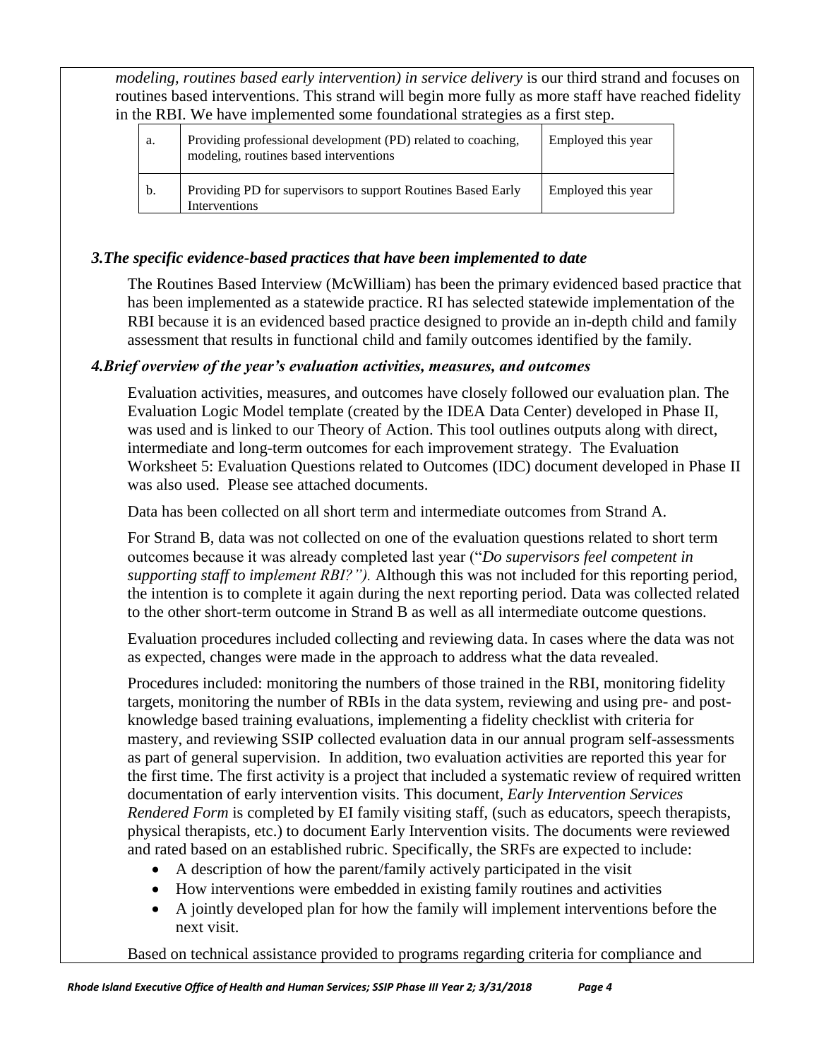*modeling, routines based early intervention) in service delivery* is our third strand and focuses on routines based interventions. This strand will begin more fully as more staff have reached fidelity in the RBI. We have implemented some foundational strategies as a first step.

| | | |
|---|---|---|
| a. | Providing professional development (PD) related to coaching, modeling, routines based interventions | Employed this year |
| b. | Providing PD for supervisors to support Routines Based Early Interventions | Employed this year |

### *3.The specific evidence-based practices that have been implemented to date*

The Routines Based Interview (McWilliam) has been the primary evidenced based practice that has been implemented as a statewide practice. RI has selected statewide implementation of the RBI because it is an evidenced based practice designed to provide an in-depth child and family assessment that results in functional child and family outcomes identified by the family.

### *4.Brief overview of the year's evaluation activities, measures, and outcomes*

Evaluation activities, measures, and outcomes have closely followed our evaluation plan. The Evaluation Logic Model template (created by the IDEA Data Center) developed in Phase II, was used and is linked to our Theory of Action. This tool outlines outputs along with direct, intermediate and long-term outcomes for each improvement strategy. The Evaluation Worksheet 5: Evaluation Questions related to Outcomes (IDC) document developed in Phase II was also used. Please see attached documents.

Data has been collected on all short term and intermediate outcomes from Strand A.

For Strand B, data was not collected on one of the evaluation questions related to short term outcomes because it was already completed last year ("*Do supervisors feel competent in supporting staff to implement RBI?").* Although this was not included for this reporting period, the intention is to complete it again during the next reporting period. Data was collected related to the other short-term outcome in Strand B as well as all intermediate outcome questions.

Evaluation procedures included collecting and reviewing data. In cases where the data was not as expected, changes were made in the approach to address what the data revealed.

Procedures included: monitoring the numbers of those trained in the RBI, monitoring fidelity targets, monitoring the number of RBIs in the data system, reviewing and using pre- and post-knowledge based training evaluations, implementing a fidelity checklist with criteria for mastery, and reviewing SSIP collected evaluation data in our annual program self-assessments as part of general supervision. In addition, two evaluation activities are reported this year for the first time. The first activity is a project that included a systematic review of required written documentation of early intervention visits. This document, *Early Intervention Services Rendered Form* is completed by EI family visiting staff, (such as educators, speech therapists, physical therapists, etc.) to document Early Intervention visits. The documents were reviewed and rated based on an established rubric. Specifically, the SRFs are expected to include:

- A description of how the parent/family actively participated in the visit
- How interventions were embedded in existing family routines and activities
- A jointly developed plan for how the family will implement interventions before the next visit.

Based on technical assistance provided to programs regarding criteria for compliance and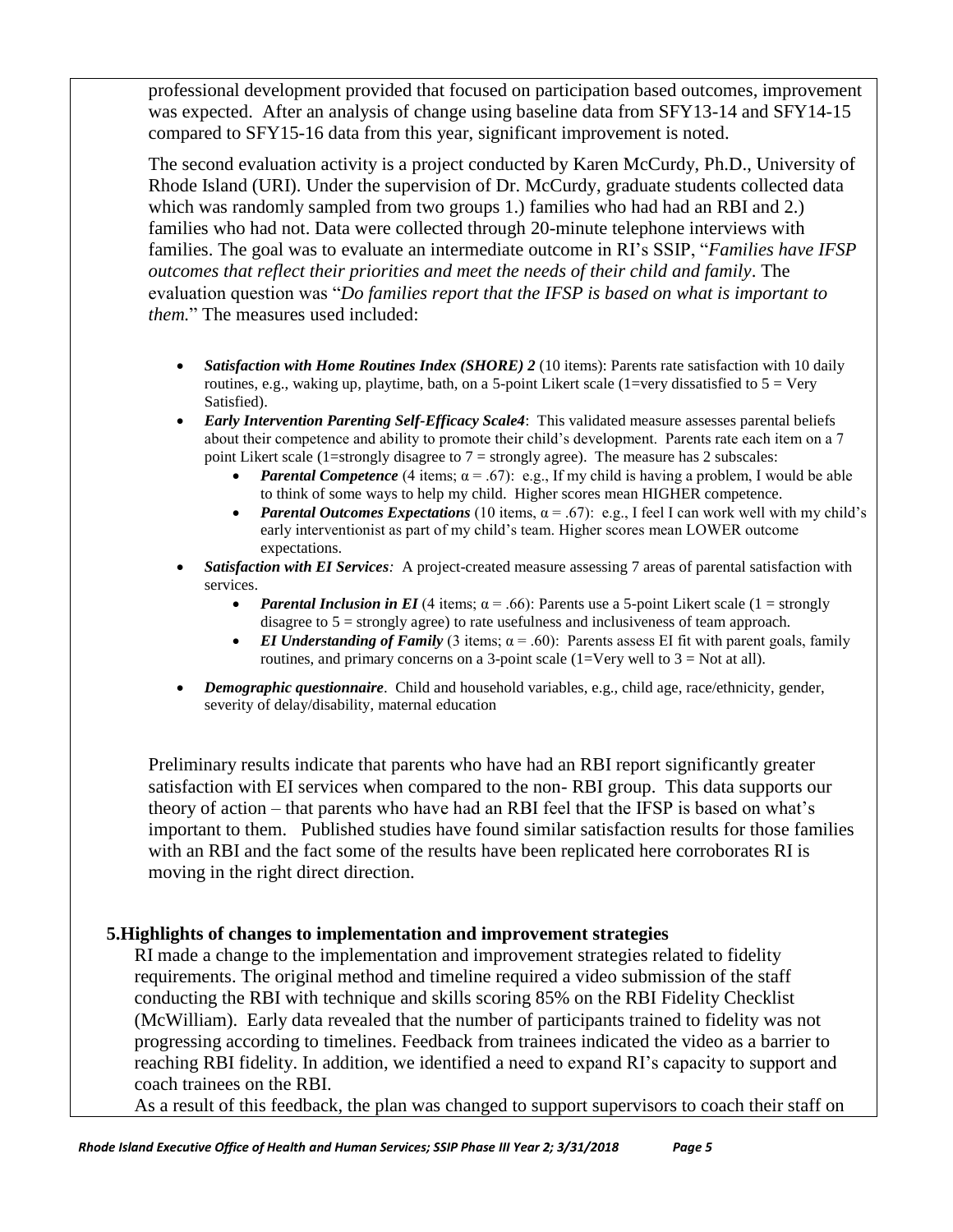professional development provided that focused on participation based outcomes, improvement was expected. After an analysis of change using baseline data from SFY13-14 and SFY14-15 compared to SFY15-16 data from this year, significant improvement is noted.

The second evaluation activity is a project conducted by Karen McCurdy, Ph.D., University of Rhode Island (URI). Under the supervision of Dr. McCurdy, graduate students collected data which was randomly sampled from two groups 1.) families who had had an RBI and 2.) families who had not. Data were collected through 20-minute telephone interviews with families. The goal was to evaluate an intermediate outcome in RI's SSIP, "*Families have IFSP outcomes that reflect their priorities and meet the needs of their child and family*. The evaluation question was "*Do families report that the IFSP is based on what is important to them.*" The measures used included:

- ***Satisfaction with Home Routines Index (SHORE) 2*** (10 items): Parents rate satisfaction with 10 daily routines, e.g., waking up, playtime, bath, on a 5-point Likert scale (1=very dissatisfied to 5 = Very Satisfied).
- ***Early Intervention Parenting Self-Efficacy Scale4***: This validated measure assesses parental beliefs about their competence and ability to promote their child's development. Parents rate each item on a 7 point Likert scale (1=strongly disagree to 7 = strongly agree). The measure has 2 subscales:
  - ***Parental Competence*** (4 items; $\alpha = .67$): e.g., If my child is having a problem, I would be able to think of some ways to help my child. Higher scores mean HIGHER competence.
  - ***Parental Outcomes Expectations*** (10 items, $\alpha = .67$): e.g., I feel I can work well with my child's early interventionist as part of my child's team. Higher scores mean LOWER outcome expectations.
- ***Satisfaction with EI Services****:* A project-created measure assessing 7 areas of parental satisfaction with services.
  - ***Parental Inclusion in EI*** (4 items; $\alpha = .66$): Parents use a 5-point Likert scale (1 = strongly disagree to 5 = strongly agree) to rate usefulness and inclusiveness of team approach.
  - ***EI Understanding of Family*** (3 items; $\alpha = .60$): Parents assess EI fit with parent goals, family routines, and primary concerns on a 3-point scale (1=Very well to 3 = Not at all).
- ***Demographic questionnaire***. Child and household variables, e.g., child age, race/ethnicity, gender, severity of delay/disability, maternal education

Preliminary results indicate that parents who have had an RBI report significantly greater satisfaction with EI services when compared to the non- RBI group. This data supports our theory of action – that parents who have had an RBI feel that the IFSP is based on what's important to them. Published studies have found similar satisfaction results for those families with an RBI and the fact some of the results have been replicated here corroborates RI is moving in the right direct direction.

## 5.Highlights of changes to implementation and improvement strategies

RI made a change to the implementation and improvement strategies related to fidelity requirements. The original method and timeline required a video submission of the staff conducting the RBI with technique and skills scoring 85% on the RBI Fidelity Checklist (McWilliam). Early data revealed that the number of participants trained to fidelity was not progressing according to timelines. Feedback from trainees indicated the video as a barrier to reaching RBI fidelity. In addition, we identified a need to expand RI's capacity to support and coach trainees on the RBI.

As a result of this feedback, the plan was changed to support supervisors to coach their staff on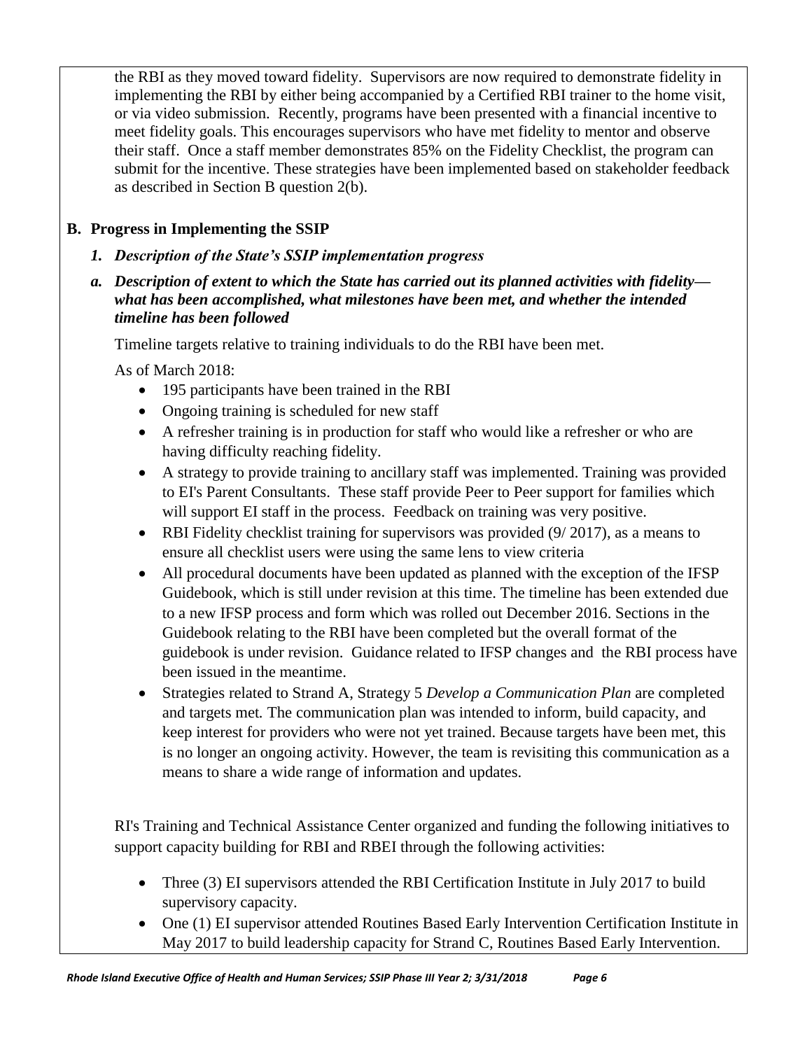the RBI as they moved toward fidelity. Supervisors are now required to demonstrate fidelity in implementing the RBI by either being accompanied by a Certified RBI trainer to the home visit, or via video submission. Recently, programs have been presented with a financial incentive to meet fidelity goals. This encourages supervisors who have met fidelity to mentor and observe their staff. Once a staff member demonstrates 85% on the Fidelity Checklist, the program can submit for the incentive. These strategies have been implemented based on stakeholder feedback as described in Section B question 2(b).

## B. Progress in Implementing the SSIP

### *1. Description of the State's SSIP implementation progress*

### *a. Description of extent to which the State has carried out its planned activities with fidelity—what has been accomplished, what milestones have been met, and whether the intended timeline has been followed*

Timeline targets relative to training individuals to do the RBI have been met.

As of March 2018:

- 195 participants have been trained in the RBI
- Ongoing training is scheduled for new staff
- A refresher training is in production for staff who would like a refresher or who are having difficulty reaching fidelity.
- A strategy to provide training to ancillary staff was implemented. Training was provided to EI's Parent Consultants. These staff provide Peer to Peer support for families which will support EI staff in the process. Feedback on training was very positive.
- RBI Fidelity checklist training for supervisors was provided (9/ 2017), as a means to ensure all checklist users were using the same lens to view criteria
- All procedural documents have been updated as planned with the exception of the IFSP Guidebook, which is still under revision at this time. The timeline has been extended due to a new IFSP process and form which was rolled out December 2016. Sections in the Guidebook relating to the RBI have been completed but the overall format of the guidebook is under revision. Guidance related to IFSP changes and the RBI process have been issued in the meantime.
- Strategies related to Strand A, Strategy 5 *Develop a Communication Plan* are completed and targets met. The communication plan was intended to inform, build capacity, and keep interest for providers who were not yet trained. Because targets have been met, this is no longer an ongoing activity. However, the team is revisiting this communication as a means to share a wide range of information and updates.

RI's Training and Technical Assistance Center organized and funding the following initiatives to support capacity building for RBI and RBEI through the following activities:

- Three (3) EI supervisors attended the RBI Certification Institute in July 2017 to build supervisory capacity.
- One (1) EI supervisor attended Routines Based Early Intervention Certification Institute in May 2017 to build leadership capacity for Strand C, Routines Based Early Intervention.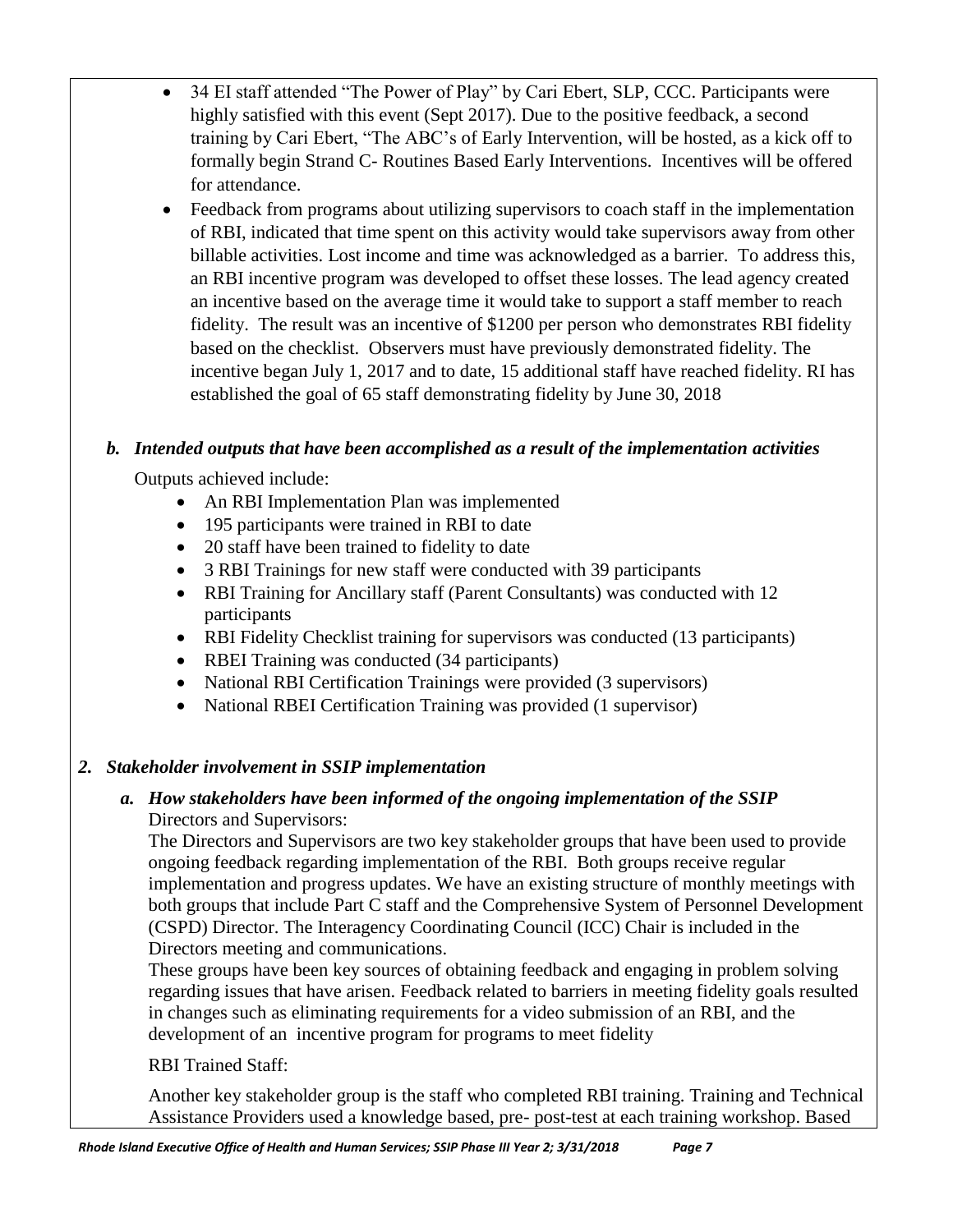- 34 EI staff attended "The Power of Play" by Cari Ebert, SLP, CCC. Participants were highly satisfied with this event (Sept 2017). Due to the positive feedback, a second training by Cari Ebert, "The ABC's of Early Intervention, will be hosted, as a kick off to formally begin Strand C- Routines Based Early Interventions. Incentives will be offered for attendance.
- Feedback from programs about utilizing supervisors to coach staff in the implementation of RBI, indicated that time spent on this activity would take supervisors away from other billable activities. Lost income and time was acknowledged as a barrier. To address this, an RBI incentive program was developed to offset these losses. The lead agency created an incentive based on the average time it would take to support a staff member to reach fidelity. The result was an incentive of $1200 per person who demonstrates RBI fidelity based on the checklist. Observers must have previously demonstrated fidelity. The incentive began July 1, 2017 and to date, 15 additional staff have reached fidelity. RI has established the goal of 65 staff demonstrating fidelity by June 30, 2018

### *b. Intended outputs that have been accomplished as a result of the implementation activities*

Outputs achieved include:

- An RBI Implementation Plan was implemented
- 195 participants were trained in RBI to date
- 20 staff have been trained to fidelity to date
- 3 RBI Trainings for new staff were conducted with 39 participants
- RBI Training for Ancillary staff (Parent Consultants) was conducted with 12 participants
- RBI Fidelity Checklist training for supervisors was conducted (13 participants)
- RBEI Training was conducted (34 participants)
- National RBI Certification Trainings were provided (3 supervisors)
- National RBEI Certification Training was provided (1 supervisor)

## *2. Stakeholder involvement in SSIP implementation*

### *a. How stakeholders have been informed of the ongoing implementation of the SSIP*

Directors and Supervisors:

The Directors and Supervisors are two key stakeholder groups that have been used to provide ongoing feedback regarding implementation of the RBI. Both groups receive regular implementation and progress updates. We have an existing structure of monthly meetings with both groups that include Part C staff and the Comprehensive System of Personnel Development (CSPD) Director. The Interagency Coordinating Council (ICC) Chair is included in the Directors meeting and communications.

These groups have been key sources of obtaining feedback and engaging in problem solving regarding issues that have arisen. Feedback related to barriers in meeting fidelity goals resulted in changes such as eliminating requirements for a video submission of an RBI, and the development of an incentive program for programs to meet fidelity

RBI Trained Staff:

Another key stakeholder group is the staff who completed RBI training. Training and Technical Assistance Providers used a knowledge based, pre- post-test at each training workshop. Based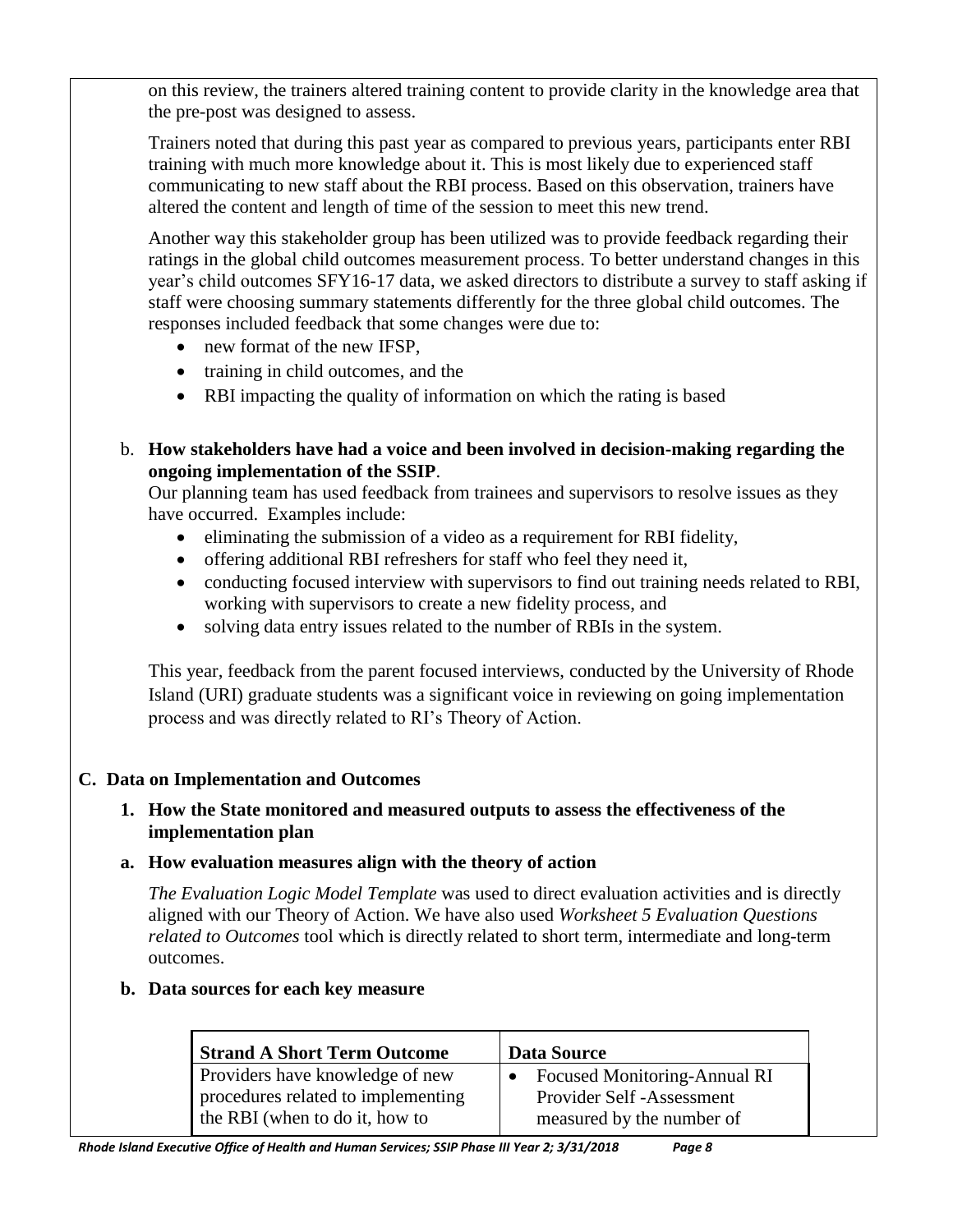on this review, the trainers altered training content to provide clarity in the knowledge area that the pre-post was designed to assess.

Trainers noted that during this past year as compared to previous years, participants enter RBI training with much more knowledge about it. This is most likely due to experienced staff communicating to new staff about the RBI process. Based on this observation, trainers have altered the content and length of time of the session to meet this new trend.

Another way this stakeholder group has been utilized was to provide feedback regarding their ratings in the global child outcomes measurement process. To better understand changes in this year's child outcomes SFY16-17 data, we asked directors to distribute a survey to staff asking if staff were choosing summary statements differently for the three global child outcomes. The responses included feedback that some changes were due to:

- new format of the new IFSP,
- training in child outcomes, and the
- RBI impacting the quality of information on which the rating is based

b. **How stakeholders have had a voice and been involved in decision-making regarding the ongoing implementation of the SSIP**.

Our planning team has used feedback from trainees and supervisors to resolve issues as they have occurred. Examples include:

- eliminating the submission of a video as a requirement for RBI fidelity,
- offering additional RBI refreshers for staff who feel they need it,
- conducting focused interview with supervisors to find out training needs related to RBI, working with supervisors to create a new fidelity process, and
- solving data entry issues related to the number of RBIs in the system.

This year, feedback from the parent focused interviews, conducted by the University of Rhode Island (URI) graduate students was a significant voice in reviewing on going implementation process and was directly related to RI's Theory of Action.

## C. Data on Implementation and Outcomes

### 1. How the State monitored and measured outputs to assess the effectiveness of the implementation plan

#### a. How evaluation measures align with the theory of action

*The Evaluation Logic Model Template* was used to direct evaluation activities and is directly aligned with our Theory of Action. We have also used *Worksheet 5 Evaluation Questions related to Outcomes* tool which is directly related to short term, intermediate and long-term outcomes.

#### b. Data sources for each key measure

| Strand A Short Term Outcome | Data Source |
|---|---|
| Providers have knowledge of new procedures related to implementing the RBI (when to do it, how to | • Focused Monitoring-Annual RI Provider Self -Assessment measured by the number of |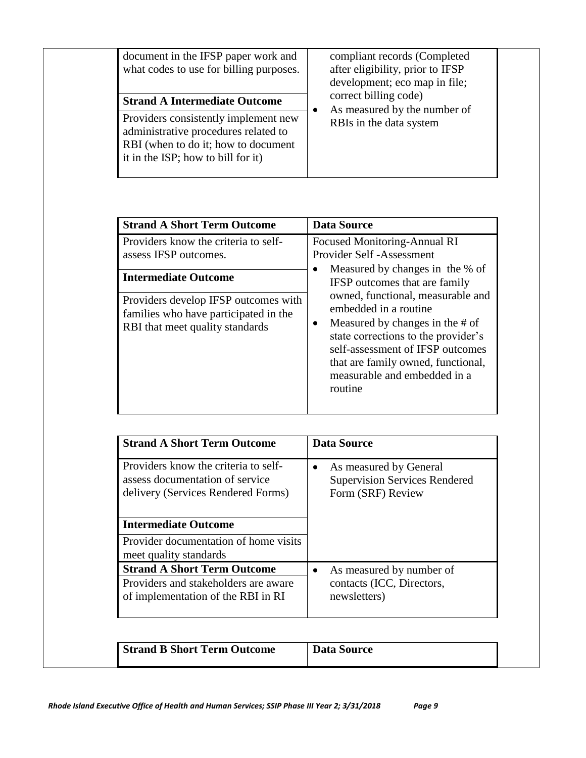| | |
|---|---|
| document in the IFSP paper work and what codes to use for billing purposes. | compliant records (Completed after eligibility, prior to IFSP development; eco map in file; correct billing code) |
| **Strand A Intermediate Outcome** | • As measured by the number of RBIs in the data system |
| Providers consistently implement new administrative procedures related to RBI (when to do it; how to document it in the ISP; how to bill for it) | |

| Strand A Short Term Outcome | Data Source |
|---|---|
| Providers know the criteria to self-assess IFSP outcomes. | Focused Monitoring-Annual RI Provider Self -Assessment |
| **Intermediate Outcome** | • Measured by changes in the % of IFSP outcomes that are family owned, functional, measurable and embedded in a routine |
| Providers develop IFSP outcomes with families who have participated in the RBI that meet quality standards | • Measured by changes in the # of state corrections to the provider's self-assessment of IFSP outcomes that are family owned, functional, measurable and embedded in a routine |

| Strand A Short Term Outcome | Data Source |
|---|---|
| Providers know the criteria to self-assess documentation of service delivery (Services Rendered Forms) | • As measured by General Supervision Services Rendered Form (SRF) Review |
| **Intermediate Outcome** | |
| Provider documentation of home visits meet quality standards | |
| **Strand A Short Term Outcome** Providers and stakeholders are aware of implementation of the RBI in RI | • As measured by number of contacts (ICC, Directors, newsletters) |

| Strand B Short Term Outcome | Data Source |
|---|---|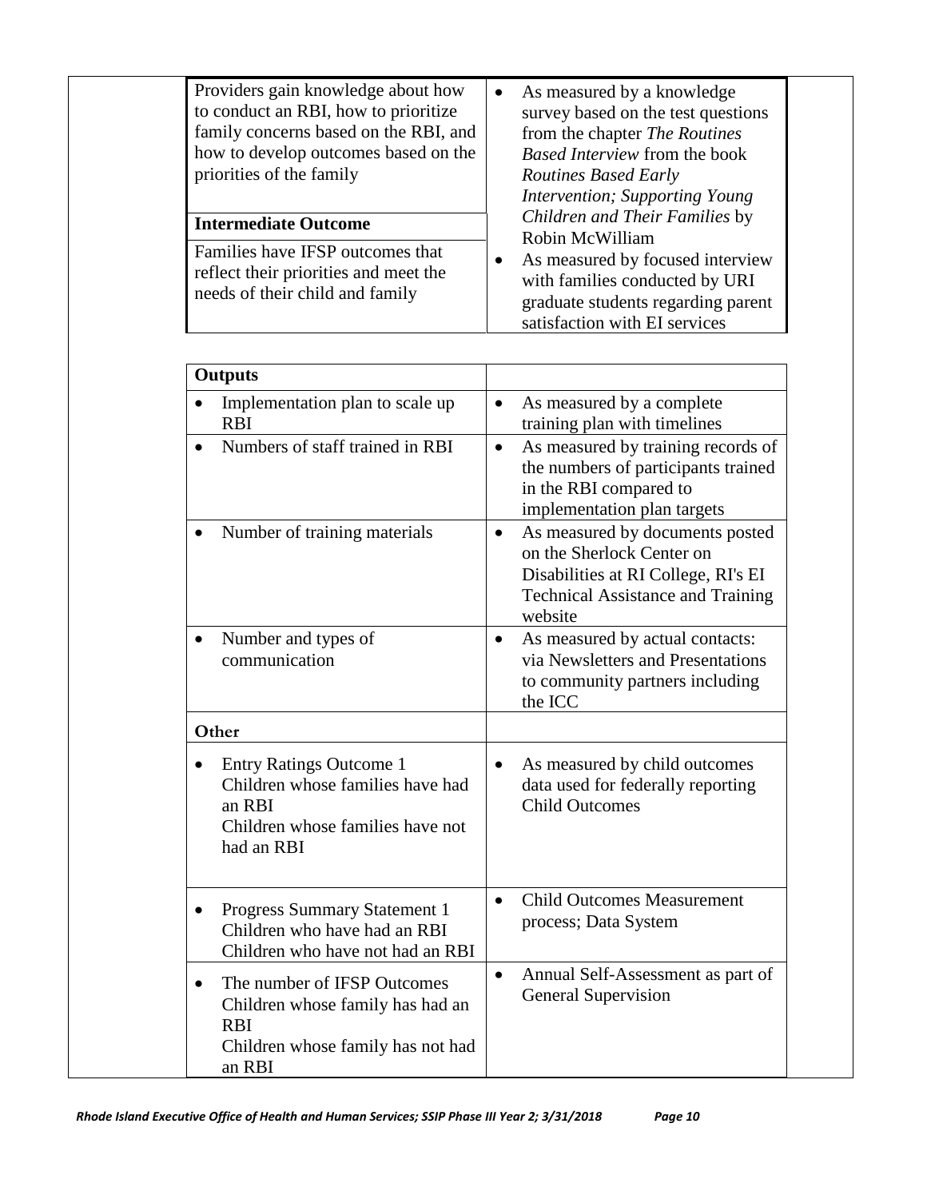| | |
|---|---|
| Providers gain knowledge about how to conduct an RBI, how to prioritize family concerns based on the RBI, and how to develop outcomes based on the priorities of the family | • As measured by a knowledge survey based on the test questions from the chapter *The Routines Based Interview* from the book *Routines Based Early Intervention; Supporting Young Children and Their Families* by Robin McWilliam |
| **Intermediate Outcome** | |
| Families have IFSP outcomes that reflect their priorities and meet the needs of their child and family | • As measured by focused interview with families conducted by URI graduate students regarding parent satisfaction with EI services |

| **Outputs** | |
|---|---|
| • Implementation plan to scale up RBI | • As measured by a complete training plan with timelines |
| • Numbers of staff trained in RBI | • As measured by training records of the numbers of participants trained in the RBI compared to implementation plan targets |
| • Number of training materials | • As measured by documents posted on the Sherlock Center on Disabilities at RI College, RI's EI Technical Assistance and Training website |
| • Number and types of communication | • As measured by actual contacts: via Newsletters and Presentations to community partners including the ICC |
| **Other** | |
| • Entry Ratings Outcome 1<br>Children whose families have had an RBI<br>Children whose families have not had an RBI | • As measured by child outcomes data used for federally reporting Child Outcomes |
| • Progress Summary Statement 1<br>Children who have had an RBI<br>Children who have not had an RBI | • Child Outcomes Measurement process; Data System |
| • The number of IFSP Outcomes<br>Children whose family has had an RBI<br>Children whose family has not had an RBI | • Annual Self-Assessment as part of General Supervision |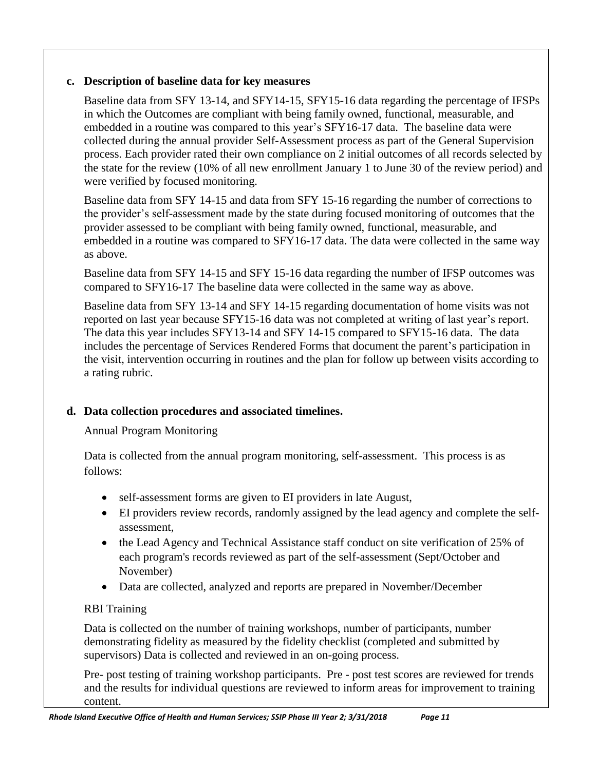### c. Description of baseline data for key measures

Baseline data from SFY 13-14, and SFY14-15, SFY15-16 data regarding the percentage of IFSPs in which the Outcomes are compliant with being family owned, functional, measurable, and embedded in a routine was compared to this year's SFY16-17 data. The baseline data were collected during the annual provider Self-Assessment process as part of the General Supervision process. Each provider rated their own compliance on 2 initial outcomes of all records selected by the state for the review (10% of all new enrollment January 1 to June 30 of the review period) and were verified by focused monitoring.

Baseline data from SFY 14-15 and data from SFY 15-16 regarding the number of corrections to the provider's self-assessment made by the state during focused monitoring of outcomes that the provider assessed to be compliant with being family owned, functional, measurable, and embedded in a routine was compared to SFY16-17 data. The data were collected in the same way as above.

Baseline data from SFY 14-15 and SFY 15-16 data regarding the number of IFSP outcomes was compared to SFY16-17 The baseline data were collected in the same way as above.

Baseline data from SFY 13-14 and SFY 14-15 regarding documentation of home visits was not reported on last year because SFY15-16 data was not completed at writing of last year's report. The data this year includes SFY13-14 and SFY 14-15 compared to SFY15-16 data. The data includes the percentage of Services Rendered Forms that document the parent's participation in the visit, intervention occurring in routines and the plan for follow up between visits according to a rating rubric.

### d. Data collection procedures and associated timelines.

Annual Program Monitoring

Data is collected from the annual program monitoring, self-assessment. This process is as follows:

- self-assessment forms are given to EI providers in late August,
- EI providers review records, randomly assigned by the lead agency and complete the self-assessment,
- the Lead Agency and Technical Assistance staff conduct on site verification of 25% of each program's records reviewed as part of the self-assessment (Sept/October and November)
- Data are collected, analyzed and reports are prepared in November/December

RBI Training

Data is collected on the number of training workshops, number of participants, number demonstrating fidelity as measured by the fidelity checklist (completed and submitted by supervisors) Data is collected and reviewed in an on-going process.

Pre- post testing of training workshop participants. Pre - post test scores are reviewed for trends and the results for individual questions are reviewed to inform areas for improvement to training content.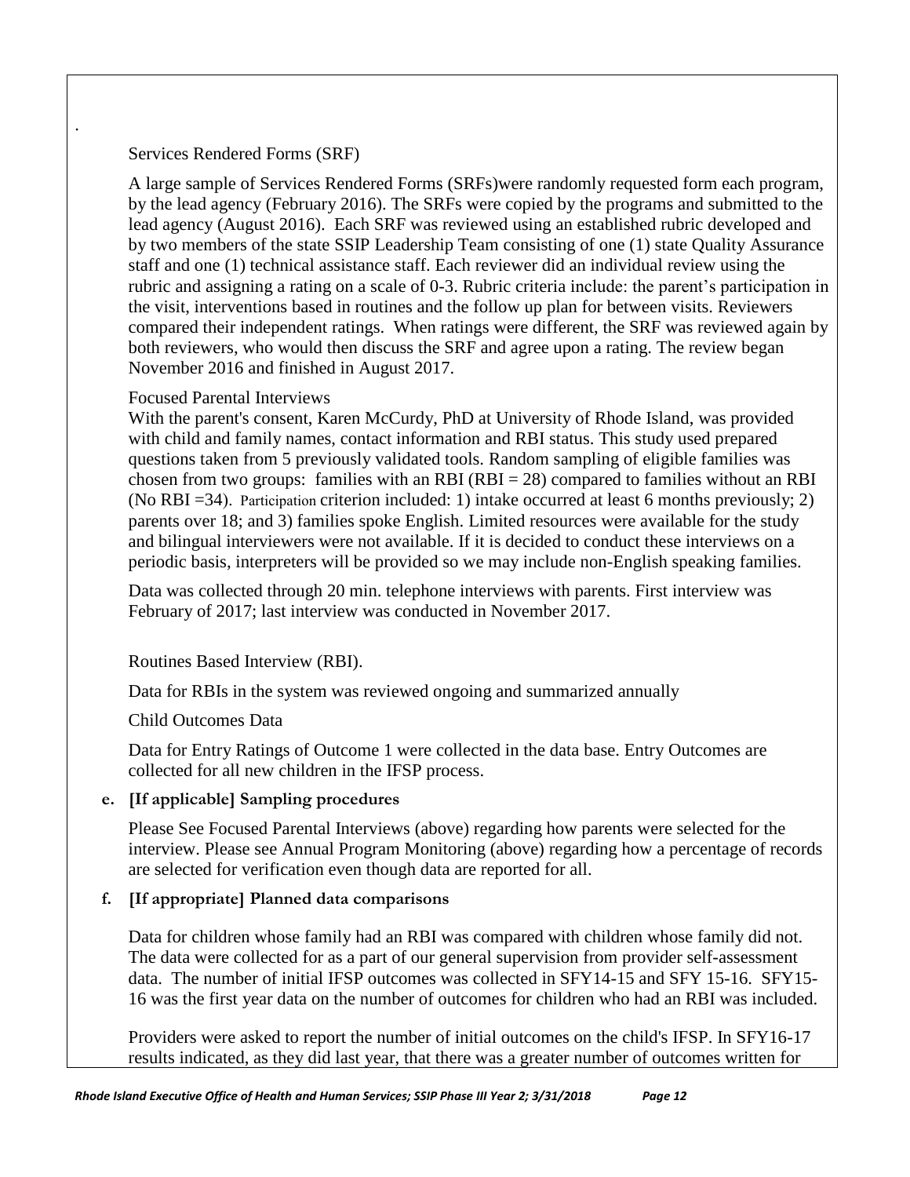.

Services Rendered Forms (SRF)

A large sample of Services Rendered Forms (SRFs)were randomly requested form each program, by the lead agency (February 2016). The SRFs were copied by the programs and submitted to the lead agency (August 2016). Each SRF was reviewed using an established rubric developed and by two members of the state SSIP Leadership Team consisting of one (1) state Quality Assurance staff and one (1) technical assistance staff. Each reviewer did an individual review using the rubric and assigning a rating on a scale of 0-3. Rubric criteria include: the parent's participation in the visit, interventions based in routines and the follow up plan for between visits. Reviewers compared their independent ratings. When ratings were different, the SRF was reviewed again by both reviewers, who would then discuss the SRF and agree upon a rating. The review began November 2016 and finished in August 2017.

Focused Parental Interviews

With the parent's consent, Karen McCurdy, PhD at University of Rhode Island, was provided with child and family names, contact information and RBI status. This study used prepared questions taken from 5 previously validated tools. Random sampling of eligible families was chosen from two groups: families with an RBI (RBI = 28) compared to families without an RBI (No RBI =34). Participation criterion included: 1) intake occurred at least 6 months previously; 2) parents over 18; and 3) families spoke English. Limited resources were available for the study and bilingual interviewers were not available. If it is decided to conduct these interviews on a periodic basis, interpreters will be provided so we may include non-English speaking families.

Data was collected through 20 min. telephone interviews with parents. First interview was February of 2017; last interview was conducted in November 2017.

Routines Based Interview (RBI).

Data for RBIs in the system was reviewed ongoing and summarized annually

Child Outcomes Data

Data for Entry Ratings of Outcome 1 were collected in the data base. Entry Outcomes are collected for all new children in the IFSP process.

**e. [If applicable] Sampling procedures**

Please See Focused Parental Interviews (above) regarding how parents were selected for the interview. Please see Annual Program Monitoring (above) regarding how a percentage of records are selected for verification even though data are reported for all.

**f. [If appropriate] Planned data comparisons**

Data for children whose family had an RBI was compared with children whose family did not. The data were collected for as a part of our general supervision from provider self-assessment data. The number of initial IFSP outcomes was collected in SFY14-15 and SFY 15-16. SFY15-16 was the first year data on the number of outcomes for children who had an RBI was included.

Providers were asked to report the number of initial outcomes on the child's IFSP. In SFY16-17 results indicated, as they did last year, that there was a greater number of outcomes written for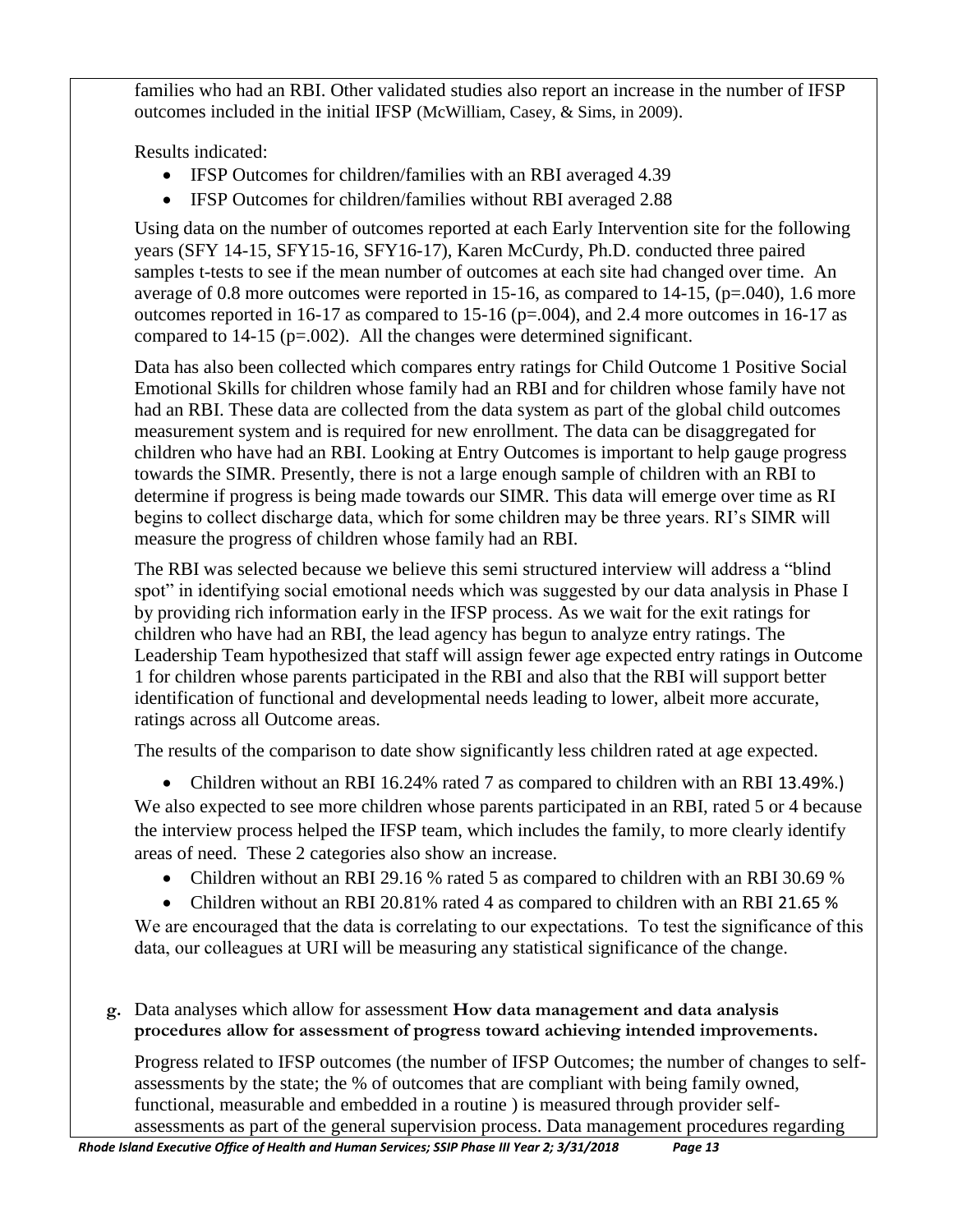families who had an RBI. Other validated studies also report an increase in the number of IFSP outcomes included in the initial IFSP (McWilliam, Casey, & Sims, in 2009).

Results indicated:

- IFSP Outcomes for children/families with an RBI averaged 4.39
- IFSP Outcomes for children/families without RBI averaged 2.88

Using data on the number of outcomes reported at each Early Intervention site for the following years (SFY 14-15, SFY15-16, SFY16-17), Karen McCurdy, Ph.D. conducted three paired samples t-tests to see if the mean number of outcomes at each site had changed over time. An average of 0.8 more outcomes were reported in 15-16, as compared to 14-15, ($p$=.040), 1.6 more outcomes reported in 16-17 as compared to 15-16 ($p$=.004), and 2.4 more outcomes in 16-17 as compared to 14-15 ($p$=.002). All the changes were determined significant.

Data has also been collected which compares entry ratings for Child Outcome 1 Positive Social Emotional Skills for children whose family had an RBI and for children whose family have not had an RBI. These data are collected from the data system as part of the global child outcomes measurement system and is required for new enrollment. The data can be disaggregated for children who have had an RBI. Looking at Entry Outcomes is important to help gauge progress towards the SIMR. Presently, there is not a large enough sample of children with an RBI to determine if progress is being made towards our SIMR. This data will emerge over time as RI begins to collect discharge data, which for some children may be three years. RI's SIMR will measure the progress of children whose family had an RBI.

The RBI was selected because we believe this semi structured interview will address a "blind spot" in identifying social emotional needs which was suggested by our data analysis in Phase I by providing rich information early in the IFSP process. As we wait for the exit ratings for children who have had an RBI, the lead agency has begun to analyze entry ratings. The Leadership Team hypothesized that staff will assign fewer age expected entry ratings in Outcome 1 for children whose parents participated in the RBI and also that the RBI will support better identification of functional and developmental needs leading to lower, albeit more accurate, ratings across all Outcome areas.

The results of the comparison to date show significantly less children rated at age expected.

- Children without an RBI 16.24% rated 7 as compared to children with an RBI 13.49%.)

We also expected to see more children whose parents participated in an RBI, rated 5 or 4 because the interview process helped the IFSP team, which includes the family, to more clearly identify areas of need. These 2 categories also show an increase.

- Children without an RBI 29.16 % rated 5 as compared to children with an RBI 30.69 %
- Children without an RBI 20.81% rated 4 as compared to children with an RBI 21.65 %

We are encouraged that the data is correlating to our expectations. To test the significance of this data, our colleagues at URI will be measuring any statistical significance of the change.

**g.** Data analyses which allow for assessment **How data management and data analysis procedures allow for assessment of progress toward achieving intended improvements.**

Progress related to IFSP outcomes (the number of IFSP Outcomes; the number of changes to self-assessments by the state; the % of outcomes that are compliant with being family owned, functional, measurable and embedded in a routine ) is measured through provider self-assessments as part of the general supervision process. Data management procedures regarding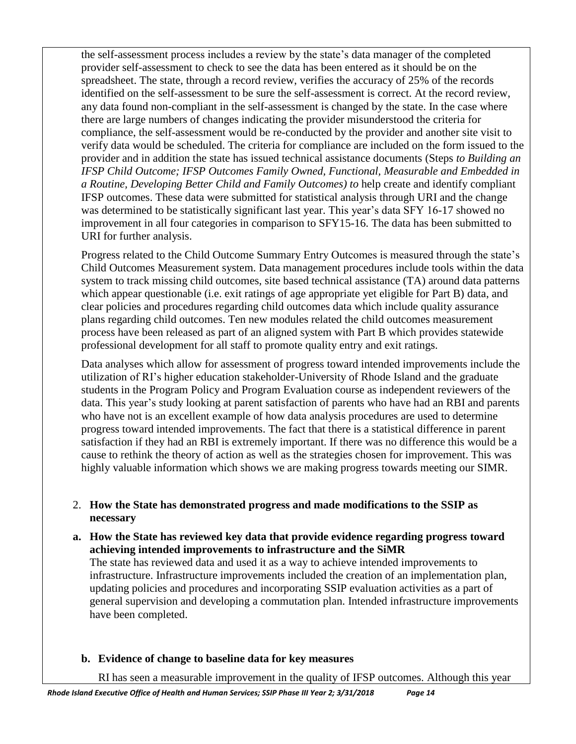the self-assessment process includes a review by the state's data manager of the completed provider self-assessment to check to see the data has been entered as it should be on the spreadsheet. The state, through a record review, verifies the accuracy of 25% of the records identified on the self-assessment to be sure the self-assessment is correct. At the record review, any data found non-compliant in the self-assessment is changed by the state. In the case where there are large numbers of changes indicating the provider misunderstood the criteria for compliance, the self-assessment would be re-conducted by the provider and another site visit to verify data would be scheduled. The criteria for compliance are included on the form issued to the provider and in addition the state has issued technical assistance documents (Steps *to Building an IFSP Child Outcome; IFSP Outcomes Family Owned, Functional, Measurable and Embedded in a Routine, Developing Better Child and Family Outcomes) to* help create and identify compliant IFSP outcomes. These data were submitted for statistical analysis through URI and the change was determined to be statistically significant last year. This year's data SFY 16-17 showed no improvement in all four categories in comparison to SFY15-16. The data has been submitted to URI for further analysis.

Progress related to the Child Outcome Summary Entry Outcomes is measured through the state's Child Outcomes Measurement system. Data management procedures include tools within the data system to track missing child outcomes, site based technical assistance (TA) around data patterns which appear questionable (i.e. exit ratings of age appropriate yet eligible for Part B) data, and clear policies and procedures regarding child outcomes data which include quality assurance plans regarding child outcomes. Ten new modules related the child outcomes measurement process have been released as part of an aligned system with Part B which provides statewide professional development for all staff to promote quality entry and exit ratings.

Data analyses which allow for assessment of progress toward intended improvements include the utilization of RI's higher education stakeholder-University of Rhode Island and the graduate students in the Program Policy and Program Evaluation course as independent reviewers of the data. This year's study looking at parent satisfaction of parents who have had an RBI and parents who have not is an excellent example of how data analysis procedures are used to determine progress toward intended improvements. The fact that there is a statistical difference in parent satisfaction if they had an RBI is extremely important. If there was no difference this would be a cause to rethink the theory of action as well as the strategies chosen for improvement. This was highly valuable information which shows we are making progress towards meeting our SIMR.

2. **How the State has demonstrated progress and made modifications to the SSIP as necessary**

**a. How the State has reviewed key data that provide evidence regarding progress toward achieving intended improvements to infrastructure and the SiMR**

The state has reviewed data and used it as a way to achieve intended improvements to infrastructure. Infrastructure improvements included the creation of an implementation plan, updating policies and procedures and incorporating SSIP evaluation activities as a part of general supervision and developing a commutation plan. Intended infrastructure improvements have been completed.

**b. Evidence of change to baseline data for key measures**

RI has seen a measurable improvement in the quality of IFSP outcomes. Although this year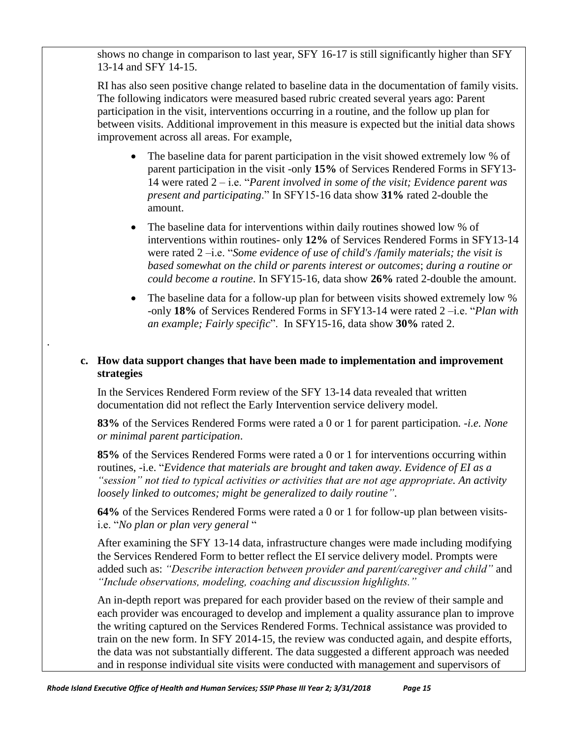shows no change in comparison to last year, SFY 16-17 is still significantly higher than SFY 13-14 and SFY 14-15.

RI has also seen positive change related to baseline data in the documentation of family visits. The following indicators were measured based rubric created several years ago: Parent participation in the visit, interventions occurring in a routine, and the follow up plan for between visits. Additional improvement in this measure is expected but the initial data shows improvement across all areas. For example,

- The baseline data for parent participation in the visit showed extremely low % of parent participation in the visit -only **15%** of Services Rendered Forms in SFY13-14 were rated 2 – i.e. "*Parent involved in some of the visit; Evidence parent was present and participating*." In SFY15-16 data show **31%** rated 2-double the amount.
- The baseline data for interventions within daily routines showed low % of interventions within routines- only **12%** of Services Rendered Forms in SFY13-14 were rated 2 –i.e. "*Some evidence of use of child's /family materials; the visit is based somewhat on the child or parents interest or outcomes*; *during a routine or could become a routine*. In SFY15-16, data show **26%** rated 2-double the amount.
- The baseline data for a follow-up plan for between visits showed extremely low % -only **18%** of Services Rendered Forms in SFY13-14 were rated 2 –i.e. "*Plan with an example; Fairly specific*". In SFY15-16, data show **30%** rated 2.

.

**c. How data support changes that have been made to implementation and improvement strategies**

In the Services Rendered Form review of the SFY 13-14 data revealed that written documentation did not reflect the Early Intervention service delivery model.

**83%** of the Services Rendered Forms were rated a 0 or 1 for parent participation. -*i.e. None or minimal parent participation*.

**85%** of the Services Rendered Forms were rated a 0 or 1 for interventions occurring within routines, -i.e. "*Evidence that materials are brought and taken away. Evidence of EI as a "session" not tied to typical activities or activities that are not age appropriate. An activity loosely linked to outcomes; might be generalized to daily routine"*.

**64%** of the Services Rendered Forms were rated a 0 or 1 for follow-up plan between visits- i.e. "*No plan or plan very general* "

After examining the SFY 13-14 data, infrastructure changes were made including modifying the Services Rendered Form to better reflect the EI service delivery model. Prompts were added such as: *"Describe interaction between provider and parent/caregiver and child"* and *"Include observations, modeling, coaching and discussion highlights."*

An in-depth report was prepared for each provider based on the review of their sample and each provider was encouraged to develop and implement a quality assurance plan to improve the writing captured on the Services Rendered Forms. Technical assistance was provided to train on the new form. In SFY 2014-15, the review was conducted again, and despite efforts, the data was not substantially different. The data suggested a different approach was needed and in response individual site visits were conducted with management and supervisors of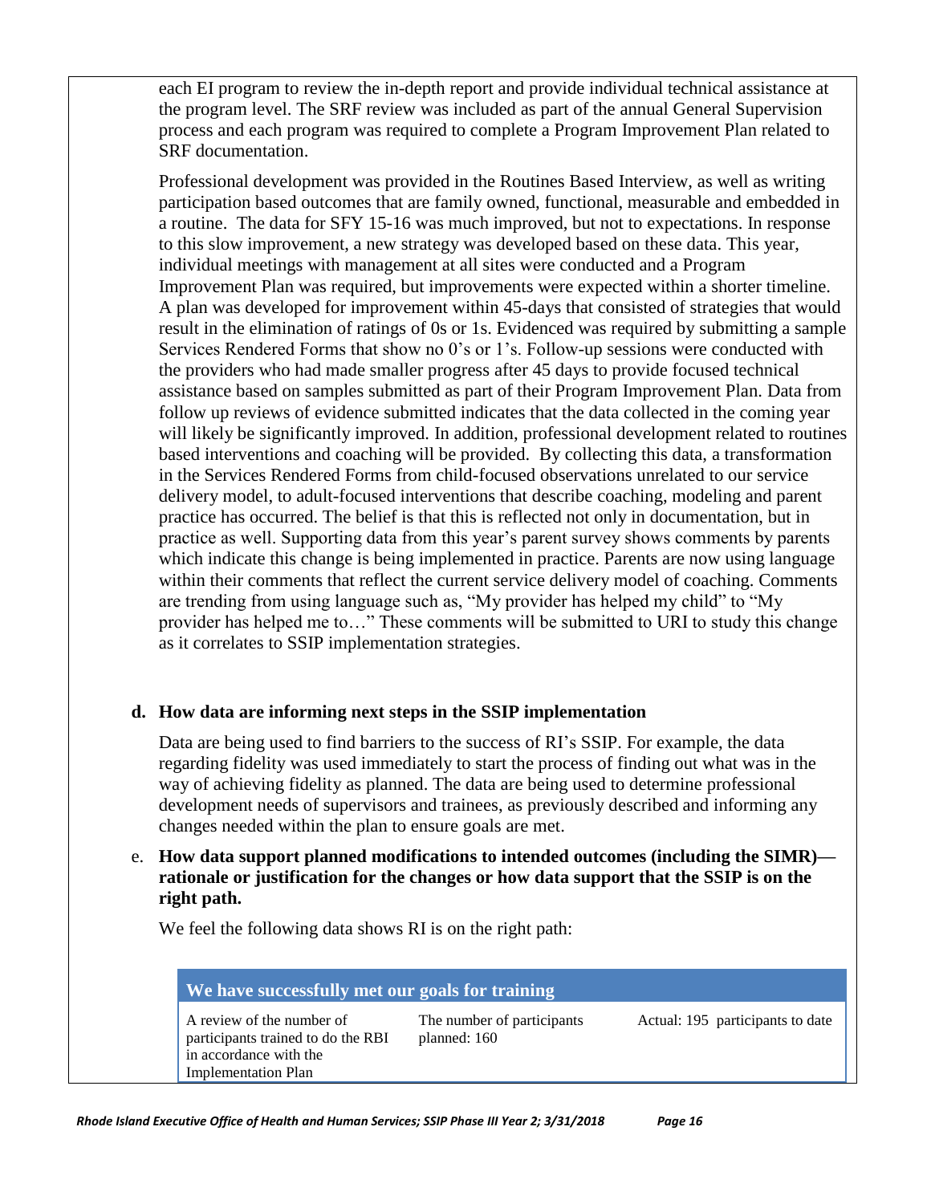each EI program to review the in-depth report and provide individual technical assistance at the program level. The SRF review was included as part of the annual General Supervision process and each program was required to complete a Program Improvement Plan related to SRF documentation.

Professional development was provided in the Routines Based Interview, as well as writing participation based outcomes that are family owned, functional, measurable and embedded in a routine. The data for SFY 15-16 was much improved, but not to expectations. In response to this slow improvement, a new strategy was developed based on these data. This year, individual meetings with management at all sites were conducted and a Program Improvement Plan was required, but improvements were expected within a shorter timeline. A plan was developed for improvement within 45-days that consisted of strategies that would result in the elimination of ratings of 0s or 1s. Evidenced was required by submitting a sample Services Rendered Forms that show no 0's or 1's. Follow-up sessions were conducted with the providers who had made smaller progress after 45 days to provide focused technical assistance based on samples submitted as part of their Program Improvement Plan. Data from follow up reviews of evidence submitted indicates that the data collected in the coming year will likely be significantly improved. In addition, professional development related to routines based interventions and coaching will be provided. By collecting this data, a transformation in the Services Rendered Forms from child-focused observations unrelated to our service delivery model, to adult-focused interventions that describe coaching, modeling and parent practice has occurred. The belief is that this is reflected not only in documentation, but in practice as well. Supporting data from this year's parent survey shows comments by parents which indicate this change is being implemented in practice. Parents are now using language within their comments that reflect the current service delivery model of coaching. Comments are trending from using language such as, "My provider has helped my child" to "My provider has helped me to…" These comments will be submitted to URI to study this change as it correlates to SSIP implementation strategies.

**d. How data are informing next steps in the SSIP implementation**

Data are being used to find barriers to the success of RI's SSIP. For example, the data regarding fidelity was used immediately to start the process of finding out what was in the way of achieving fidelity as planned. The data are being used to determine professional development needs of supervisors and trainees, as previously described and informing any changes needed within the plan to ensure goals are met.

e. **How data support planned modifications to intended outcomes (including the SIMR)—rationale or justification for the changes or how data support that the SSIP is on the right path.**

We feel the following data shows RI is on the right path:

| We have successfully met our goals for training | | |
|---|---|---|
| A review of the number of participants trained to do the RBI in accordance with the Implementation Plan | The number of participants planned: 160 | Actual: 195 participants to date |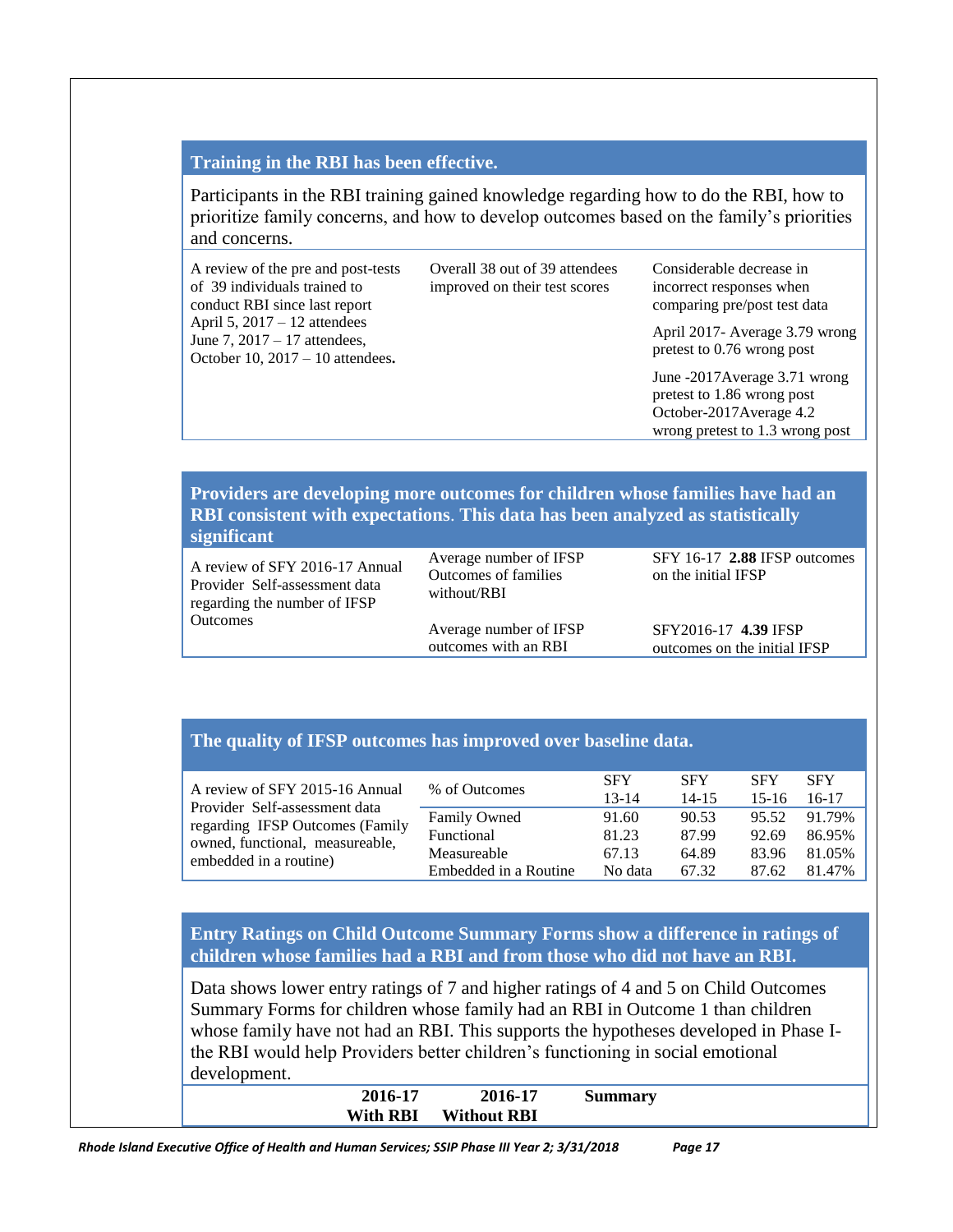### Training in the RBI has been effective.

Participants in the RBI training gained knowledge regarding how to do the RBI, how to prioritize family concerns, and how to develop outcomes based on the family's priorities and concerns.

| | | |
|---|---|---|
| A review of the pre and post-tests of 39 individuals trained to conduct RBI since last report<br>April 5, 2017 – 12 attendees<br>June 7, 2017 – 17 attendees,<br>October 10, 2017 – 10 attendees**.** | Overall 38 out of 39 attendees improved on their test scores | Considerable decrease in incorrect responses when comparing pre/post test data<br><br>April 2017- Average 3.79 wrong pretest to 0.76 wrong post<br><br>June -2017Average 3.71 wrong pretest to 1.86 wrong post<br>October-2017Average 4.2 wrong pretest to 1.3 wrong post |

### Providers are developing more outcomes for children whose families have had an RBI consistent with expectations. This data has been analyzed as statistically significant

| | | |
|---|---|---|
| A review of SFY 2016-17 Annual Provider Self-assessment data regarding the number of IFSP Outcomes | Average number of IFSP Outcomes of families without/RBI | SFY 16-17 **2.88** IFSP outcomes on the initial IFSP |
| | Average number of IFSP outcomes with an RBI | SFY2016-17 **4.39** IFSP outcomes on the initial IFSP |

### The quality of IFSP outcomes has improved over baseline data.

A review of SFY 2015-16 Annual Provider Self-assessment data regarding IFSP Outcomes (Family owned, functional, measureable, embedded in a routine)

| % of Outcomes | SFY 13-14 | SFY 14-15 | SFY 15-16 | SFY 16-17 |
|---|---|---|---|---|
| Family Owned | 91.60 | 90.53 | 95.52 | 91.79% |
| Functional | 81.23 | 87.99 | 92.69 | 86.95% |
| Measureable | 67.13 | 64.89 | 83.96 | 81.05% |
| Embedded in a Routine | No data | 67.32 | 87.62 | 81.47% |

### Entry Ratings on Child Outcome Summary Forms show a difference in ratings of children whose families had a RBI and from those who did not have an RBI.

Data shows lower entry ratings of 7 and higher ratings of 4 and 5 on Child Outcomes Summary Forms for children whose family had an RBI in Outcome 1 than children whose family have not had an RBI. This supports the hypotheses developed in Phase I- the RBI would help Providers better children's functioning in social emotional development.

| | 2016-17 With RBI | 2016-17 Without RBI | Summary |
|---|---|---|---|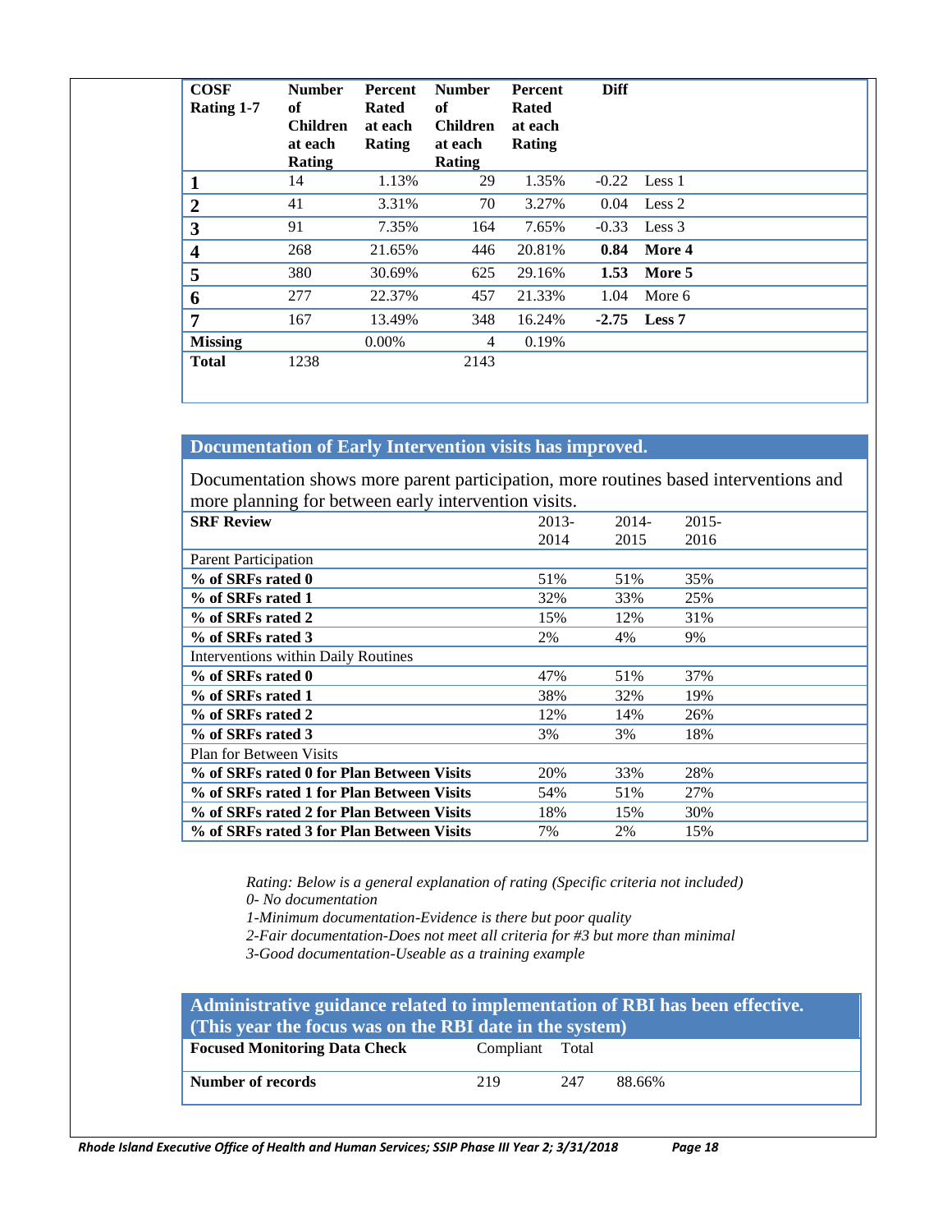| COSF Rating 1-7 | Number of Children at each Rating | Percent Rated at each Rating | Number of Children at each Rating | Percent Rated at each Rating | Diff | |
|---|---|---|---|---|---|---|
| **1** | 14 | 1.13% | 29 | 1.35% | -0.22 | Less 1 |
| **2** | 41 | 3.31% | 70 | 3.27% | 0.04 | Less 2 |
| **3** | 91 | 7.35% | 164 | 7.65% | -0.33 | Less 3 |
| **4** | 268 | 21.65% | 446 | 20.81% | **0.84** | **More 4** |
| **5** | 380 | 30.69% | 625 | 29.16% | **1.53** | **More 5** |
| **6** | 277 | 22.37% | 457 | 21.33% | 1.04 | More 6 |
| **7** | 167 | 13.49% | 348 | 16.24% | **-2.75** | **Less 7** |
| **Missing** | | 0.00% | 4 | 0.19% | | |
| **Total** | 1238 | | 2143 | | | |

## Documentation of Early Intervention visits has improved.

Documentation shows more parent participation, more routines based interventions and more planning for between early intervention visits.

| SRF Review | 2013-2014 | 2014-2015 | 2015-2016 |
|---|---|---|---|
| Parent Participation | | | |
| **% of SRFs rated 0** | 51% | 51% | 35% |
| **% of SRFs rated 1** | 32% | 33% | 25% |
| **% of SRFs rated 2** | 15% | 12% | 31% |
| **% of SRFs rated 3** | 2% | 4% | 9% |
| Interventions within Daily Routines | | | |
| **% of SRFs rated 0** | 47% | 51% | 37% |
| **% of SRFs rated 1** | 38% | 32% | 19% |
| **% of SRFs rated 2** | 12% | 14% | 26% |
| **% of SRFs rated 3** | 3% | 3% | 18% |
| Plan for Between Visits | | | |
| **% of SRFs rated 0 for Plan Between Visits** | 20% | 33% | 28% |
| **% of SRFs rated 1 for Plan Between Visits** | 54% | 51% | 27% |
| **% of SRFs rated 2 for Plan Between Visits** | 18% | 15% | 30% |
| **% of SRFs rated 3 for Plan Between Visits** | 7% | 2% | 15% |

*Rating: Below is a general explanation of rating (Specific criteria not included)*
*0- No documentation*
*1-Minimum documentation-Evidence is there but poor quality*
*2-Fair documentation-Does not meet all criteria for #3 but more than minimal*
*3-Good documentation-Useable as a training example*

## Administrative guidance related to implementation of RBI has been effective. (This year the focus was on the RBI date in the system)

| Focused Monitoring Data Check | Compliant | Total | |
|---|---|---|---|
| **Number of records** | 219 | 247 | 88.66% |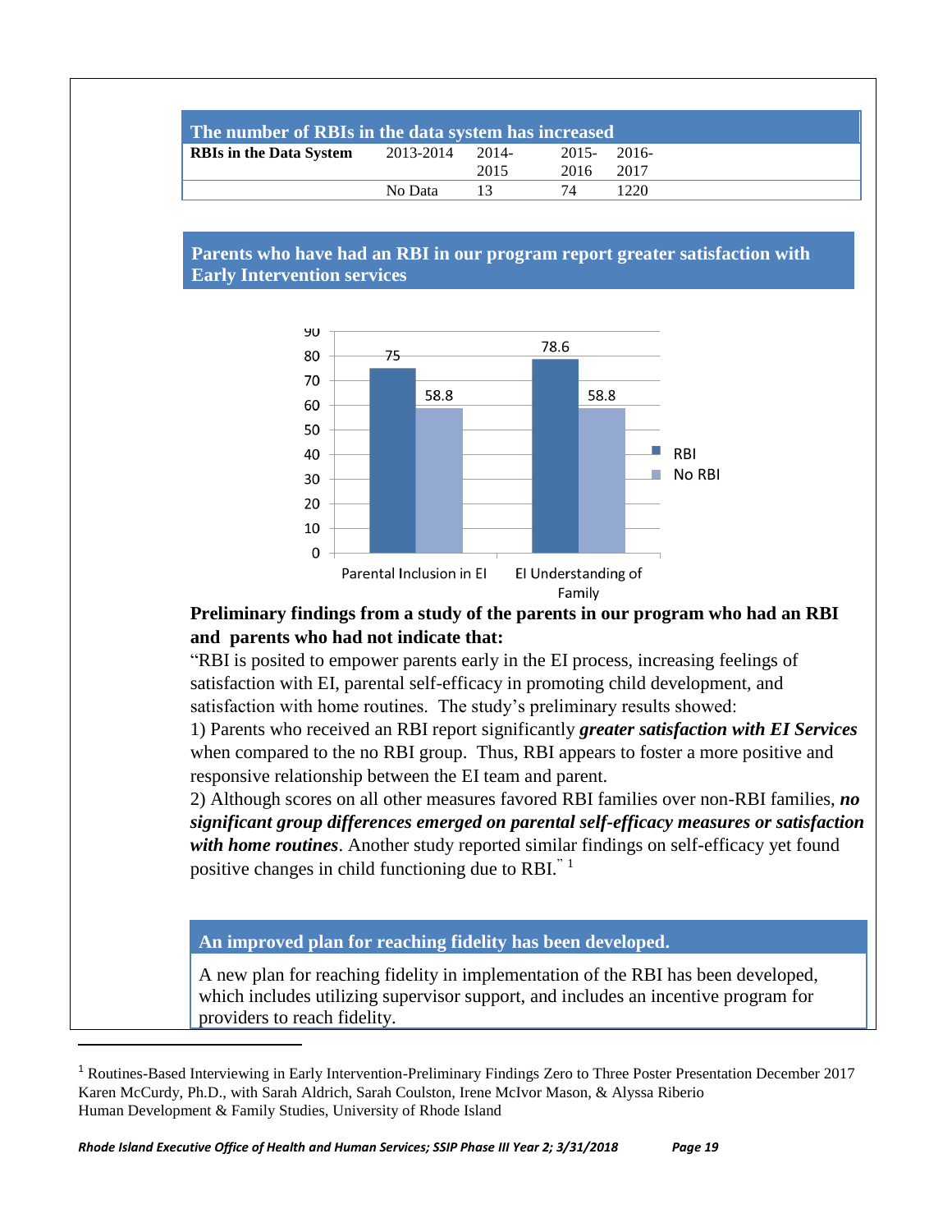## The number of RBIs in the data system has increased

| RBIs in the Data System | 2013-2014 | 2014-2015 | 2015-2016 | 2016-2017 |
|---|---|---|---|---|
| | No Data | 13 | 74 | 1220 |

## Parents who have had an RBI in our program report greater satisfaction with Early Intervention services

| | RBI | No RBI |
|---|---|---|
| Parental Inclusion in EI | 75 | 58.8 |
| EI Understanding of Family | 78.6 | 58.8 |

**Preliminary findings from a study of the parents in our program who had an RBI and parents who had not indicate that:**

"RBI is posited to empower parents early in the EI process, increasing feelings of satisfaction with EI, parental self-efficacy in promoting child development, and satisfaction with home routines. The study's preliminary results showed:

1) Parents who received an RBI report significantly ***greater satisfaction with EI Services*** when compared to the no RBI group. Thus, RBI appears to foster a more positive and responsive relationship between the EI team and parent.

2) Although scores on all other measures favored RBI families over non-RBI families, ***no significant group differences emerged on parental self-efficacy measures or satisfaction with home routines***. Another study reported similar findings on self-efficacy yet found positive changes in child functioning due to RBI." [1]

## An improved plan for reaching fidelity has been developed.

A new plan for reaching fidelity in implementation of the RBI has been developed, which includes utilizing supervisor support, and includes an incentive program for providers to reach fidelity.

---

[1] Routines-Based Interviewing in Early Intervention-Preliminary Findings Zero to Three Poster Presentation December 2017 Karen McCurdy, Ph.D., with Sarah Aldrich, Sarah Coulston, Irene McIvor Mason, & Alyssa Riberio Human Development & Family Studies, University of Rhode Island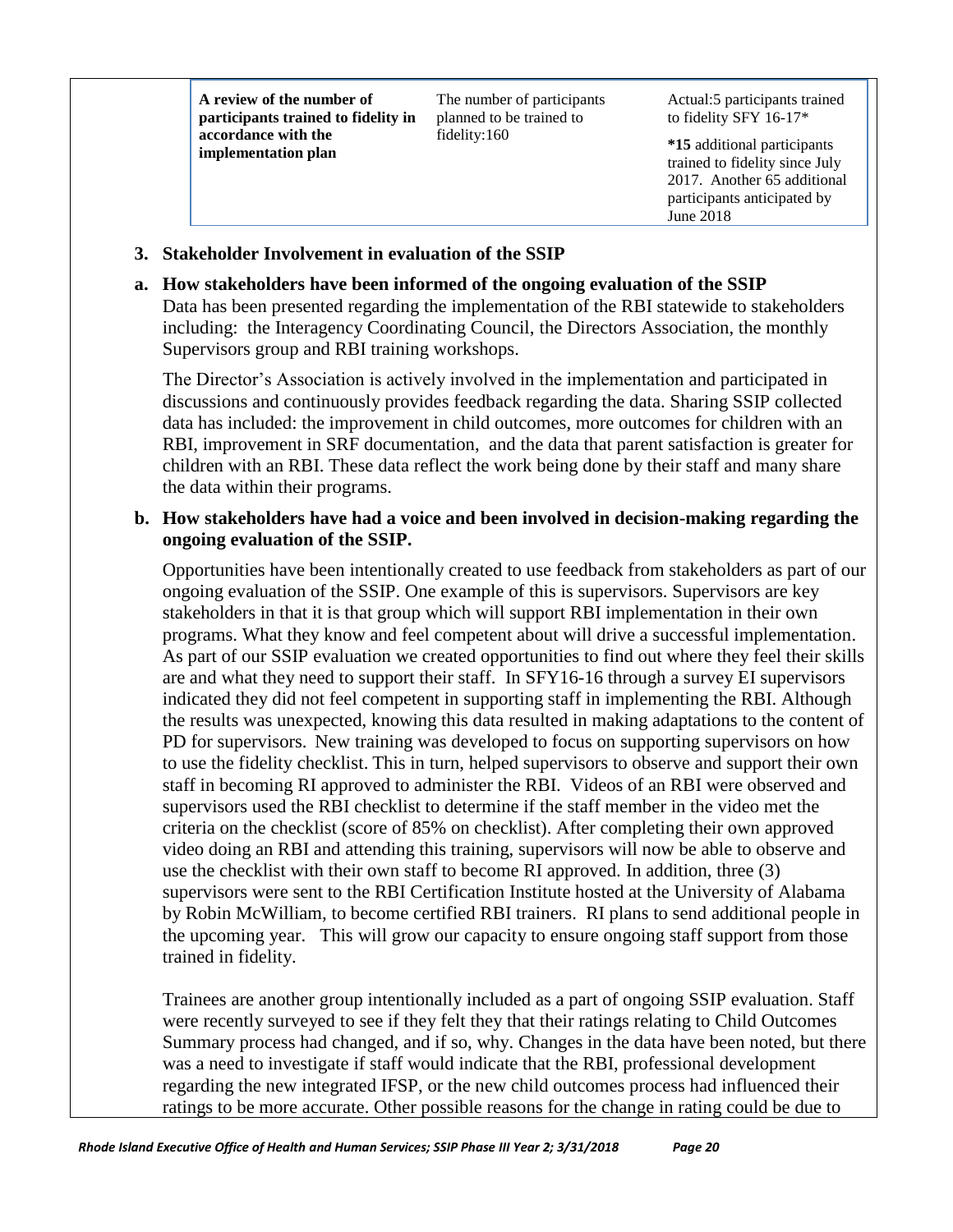| A review of the number of participants trained to fidelity in accordance with the implementation plan | The number of participants planned to be trained to fidelity:160 | Actual:5 participants trained to fidelity SFY 16-17* <br><br> ***15** additional participants trained to fidelity since July 2017. Another 65 additional participants anticipated by June 2018 |
|---|---|---|

## 3. Stakeholder Involvement in evaluation of the SSIP

### a. How stakeholders have been informed of the ongoing evaluation of the SSIP

Data has been presented regarding the implementation of the RBI statewide to stakeholders including: the Interagency Coordinating Council, the Directors Association, the monthly Supervisors group and RBI training workshops.

The Director's Association is actively involved in the implementation and participated in discussions and continuously provides feedback regarding the data. Sharing SSIP collected data has included: the improvement in child outcomes, more outcomes for children with an RBI, improvement in SRF documentation, and the data that parent satisfaction is greater for children with an RBI. These data reflect the work being done by their staff and many share the data within their programs.

### b. How stakeholders have had a voice and been involved in decision-making regarding the ongoing evaluation of the SSIP.

Opportunities have been intentionally created to use feedback from stakeholders as part of our ongoing evaluation of the SSIP. One example of this is supervisors. Supervisors are key stakeholders in that it is that group which will support RBI implementation in their own programs. What they know and feel competent about will drive a successful implementation. As part of our SSIP evaluation we created opportunities to find out where they feel their skills are and what they need to support their staff. In SFY16-16 through a survey EI supervisors indicated they did not feel competent in supporting staff in implementing the RBI. Although the results was unexpected, knowing this data resulted in making adaptations to the content of PD for supervisors. New training was developed to focus on supporting supervisors on how to use the fidelity checklist. This in turn, helped supervisors to observe and support their own staff in becoming RI approved to administer the RBI. Videos of an RBI were observed and supervisors used the RBI checklist to determine if the staff member in the video met the criteria on the checklist (score of 85% on checklist). After completing their own approved video doing an RBI and attending this training, supervisors will now be able to observe and use the checklist with their own staff to become RI approved. In addition, three (3) supervisors were sent to the RBI Certification Institute hosted at the University of Alabama by Robin McWilliam, to become certified RBI trainers. RI plans to send additional people in the upcoming year. This will grow our capacity to ensure ongoing staff support from those trained in fidelity.

Trainees are another group intentionally included as a part of ongoing SSIP evaluation. Staff were recently surveyed to see if they felt they that their ratings relating to Child Outcomes Summary process had changed, and if so, why. Changes in the data have been noted, but there was a need to investigate if staff would indicate that the RBI, professional development regarding the new integrated IFSP, or the new child outcomes process had influenced their ratings to be more accurate. Other possible reasons for the change in rating could be due to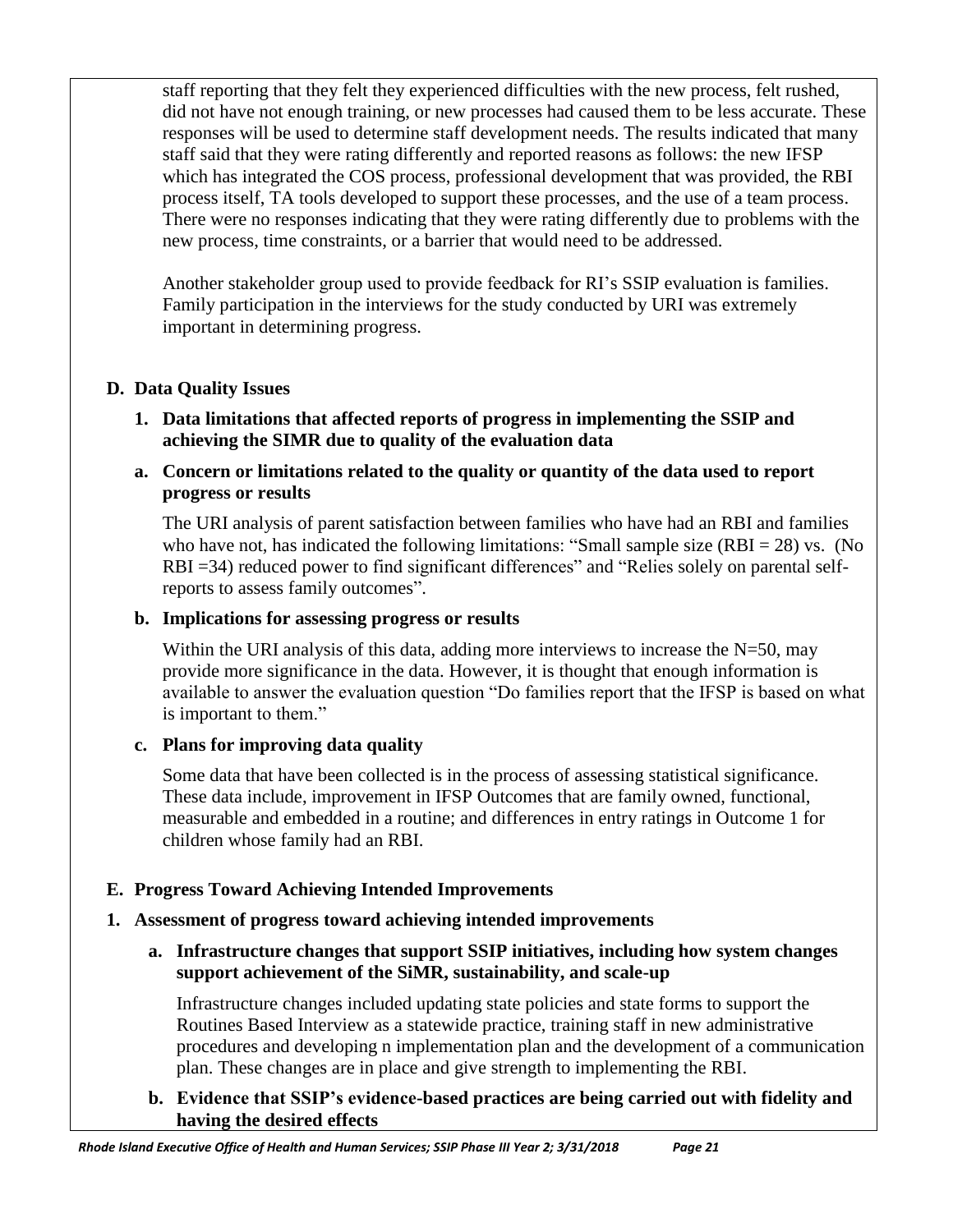staff reporting that they felt they experienced difficulties with the new process, felt rushed, did not have not enough training, or new processes had caused them to be less accurate. These responses will be used to determine staff development needs. The results indicated that many staff said that they were rating differently and reported reasons as follows: the new IFSP which has integrated the COS process, professional development that was provided, the RBI process itself, TA tools developed to support these processes, and the use of a team process. There were no responses indicating that they were rating differently due to problems with the new process, time constraints, or a barrier that would need to be addressed.

Another stakeholder group used to provide feedback for RI's SSIP evaluation is families. Family participation in the interviews for the study conducted by URI was extremely important in determining progress.

## D. Data Quality Issues

### 1. Data limitations that affected reports of progress in implementing the SSIP and achieving the SIMR due to quality of the evaluation data

#### a. Concern or limitations related to the quality or quantity of the data used to report progress or results

The URI analysis of parent satisfaction between families who have had an RBI and families who have not, has indicated the following limitations: "Small sample size (RBI = 28) vs. (No RBI =34) reduced power to find significant differences" and "Relies solely on parental self-reports to assess family outcomes".

#### b. Implications for assessing progress or results

Within the URI analysis of this data, adding more interviews to increase the N=50, may provide more significance in the data. However, it is thought that enough information is available to answer the evaluation question "Do families report that the IFSP is based on what is important to them."

#### c. Plans for improving data quality

Some data that have been collected is in the process of assessing statistical significance. These data include, improvement in IFSP Outcomes that are family owned, functional, measurable and embedded in a routine; and differences in entry ratings in Outcome 1 for children whose family had an RBI.

## E. Progress Toward Achieving Intended Improvements

### 1. Assessment of progress toward achieving intended improvements

#### a. Infrastructure changes that support SSIP initiatives, including how system changes support achievement of the SiMR, sustainability, and scale-up

Infrastructure changes included updating state policies and state forms to support the Routines Based Interview as a statewide practice, training staff in new administrative procedures and developing n implementation plan and the development of a communication plan. These changes are in place and give strength to implementing the RBI.

#### b. Evidence that SSIP's evidence-based practices are being carried out with fidelity and having the desired effects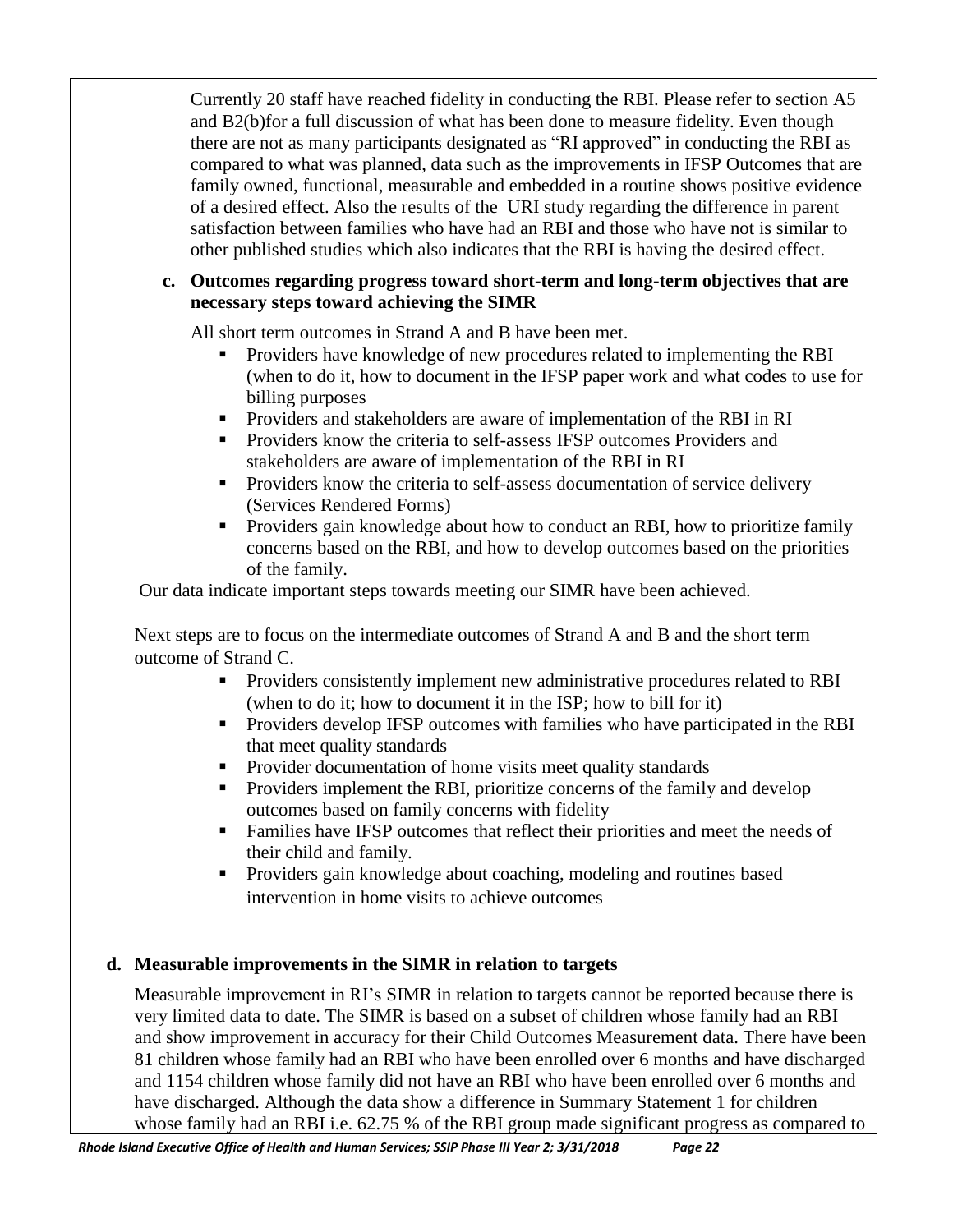Currently 20 staff have reached fidelity in conducting the RBI. Please refer to section A5 and B2(b)for a full discussion of what has been done to measure fidelity. Even though there are not as many participants designated as "RI approved" in conducting the RBI as compared to what was planned, data such as the improvements in IFSP Outcomes that are family owned, functional, measurable and embedded in a routine shows positive evidence of a desired effect. Also the results of the URI study regarding the difference in parent satisfaction between families who have had an RBI and those who have not is similar to other published studies which also indicates that the RBI is having the desired effect.

**c. Outcomes regarding progress toward short-term and long-term objectives that are necessary steps toward achieving the SIMR**

All short term outcomes in Strand A and B have been met.

- Providers have knowledge of new procedures related to implementing the RBI (when to do it, how to document in the IFSP paper work and what codes to use for billing purposes
- Providers and stakeholders are aware of implementation of the RBI in RI
- Providers know the criteria to self-assess IFSP outcomes Providers and stakeholders are aware of implementation of the RBI in RI
- Providers know the criteria to self-assess documentation of service delivery (Services Rendered Forms)
- Providers gain knowledge about how to conduct an RBI, how to prioritize family concerns based on the RBI, and how to develop outcomes based on the priorities of the family.

Our data indicate important steps towards meeting our SIMR have been achieved.

Next steps are to focus on the intermediate outcomes of Strand A and B and the short term outcome of Strand C.

- Providers consistently implement new administrative procedures related to RBI (when to do it; how to document it in the ISP; how to bill for it)
- Providers develop IFSP outcomes with families who have participated in the RBI that meet quality standards
- Provider documentation of home visits meet quality standards
- Providers implement the RBI, prioritize concerns of the family and develop outcomes based on family concerns with fidelity
- Families have IFSP outcomes that reflect their priorities and meet the needs of their child and family.
- Providers gain knowledge about coaching, modeling and routines based intervention in home visits to achieve outcomes

**d. Measurable improvements in the SIMR in relation to targets**

Measurable improvement in RI's SIMR in relation to targets cannot be reported because there is very limited data to date. The SIMR is based on a subset of children whose family had an RBI and show improvement in accuracy for their Child Outcomes Measurement data. There have been 81 children whose family had an RBI who have been enrolled over 6 months and have discharged and 1154 children whose family did not have an RBI who have been enrolled over 6 months and have discharged. Although the data show a difference in Summary Statement 1 for children whose family had an RBI i.e. 62.75 % of the RBI group made significant progress as compared to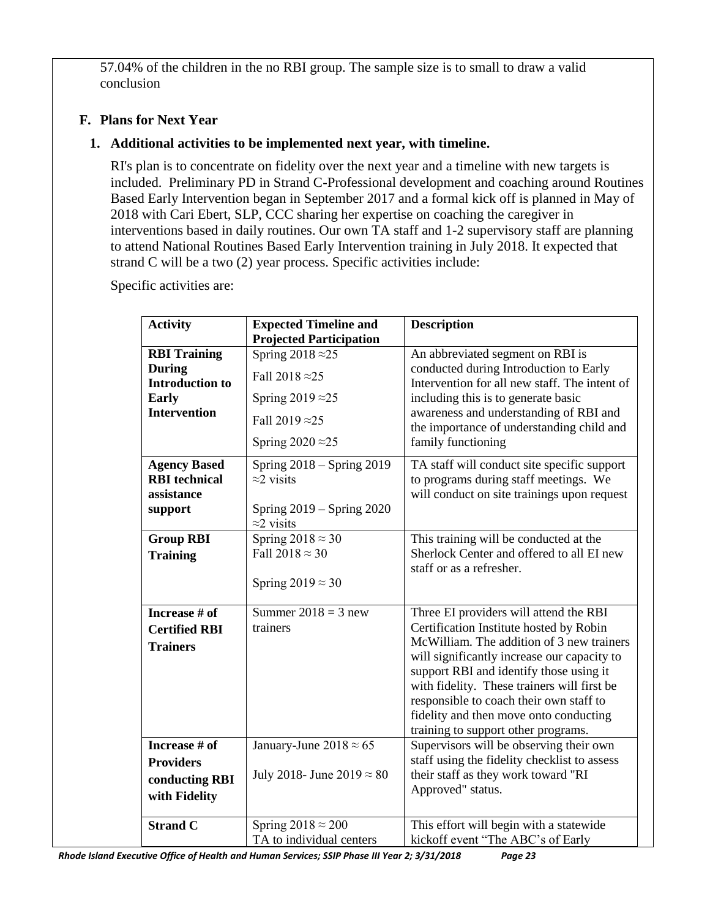57.04% of the children in the no RBI group. The sample size is to small to draw a valid conclusion

## F. Plans for Next Year

### 1. Additional activities to be implemented next year, with timeline.

RI's plan is to concentrate on fidelity over the next year and a timeline with new targets is included. Preliminary PD in Strand C-Professional development and coaching around Routines Based Early Intervention began in September 2017 and a formal kick off is planned in May of 2018 with Cari Ebert, SLP, CCC sharing her expertise on coaching the caregiver in interventions based in daily routines. Our own TA staff and 1-2 supervisory staff are planning to attend National Routines Based Early Intervention training in July 2018. It expected that strand C will be a two (2) year process. Specific activities include:

Specific activities are:

| Activity | Expected Timeline and Projected Participation | Description |
|---|---|---|
| **RBI Training During Introduction to Early Intervention** | Spring 2018 ≈25<br>Fall 2018 ≈25<br>Spring 2019 ≈25<br>Fall 2019 ≈25<br>Spring 2020 ≈25 | An abbreviated segment on RBI is conducted during Introduction to Early Intervention for all new staff. The intent of including this is to generate basic awareness and understanding of RBI and the importance of understanding child and family functioning |
| **Agency Based RBI technical assistance support** | Spring 2018 – Spring 2019 ≈2 visits<br><br>Spring 2019 – Spring 2020 ≈2 visits | TA staff will conduct site specific support to programs during staff meetings. We will conduct on site trainings upon request |
| **Group RBI Training** | Spring 2018 ≈ 30<br>Fall 2018 ≈ 30<br><br>Spring 2019 ≈ 30 | This training will be conducted at the Sherlock Center and offered to all EI new staff or as a refresher. |
| **Increase # of Certified RBI Trainers** | Summer 2018 = 3 new trainers | Three EI providers will attend the RBI Certification Institute hosted by Robin McWilliam. The addition of 3 new trainers will significantly increase our capacity to support RBI and identify those using it with fidelity. These trainers will first be responsible to coach their own staff to fidelity and then move onto conducting training to support other programs. |
| **Increase # of Providers conducting RBI with Fidelity** | January-June 2018 ≈ 65<br><br>July 2018- June 2019 ≈ 80 | Supervisors will be observing their own staff using the fidelity checklist to assess their staff as they work toward "RI Approved" status. |
| **Strand C** | Spring 2018 ≈ 200<br>TA to individual centers | This effort will begin with a statewide kickoff event "The ABC's of Early |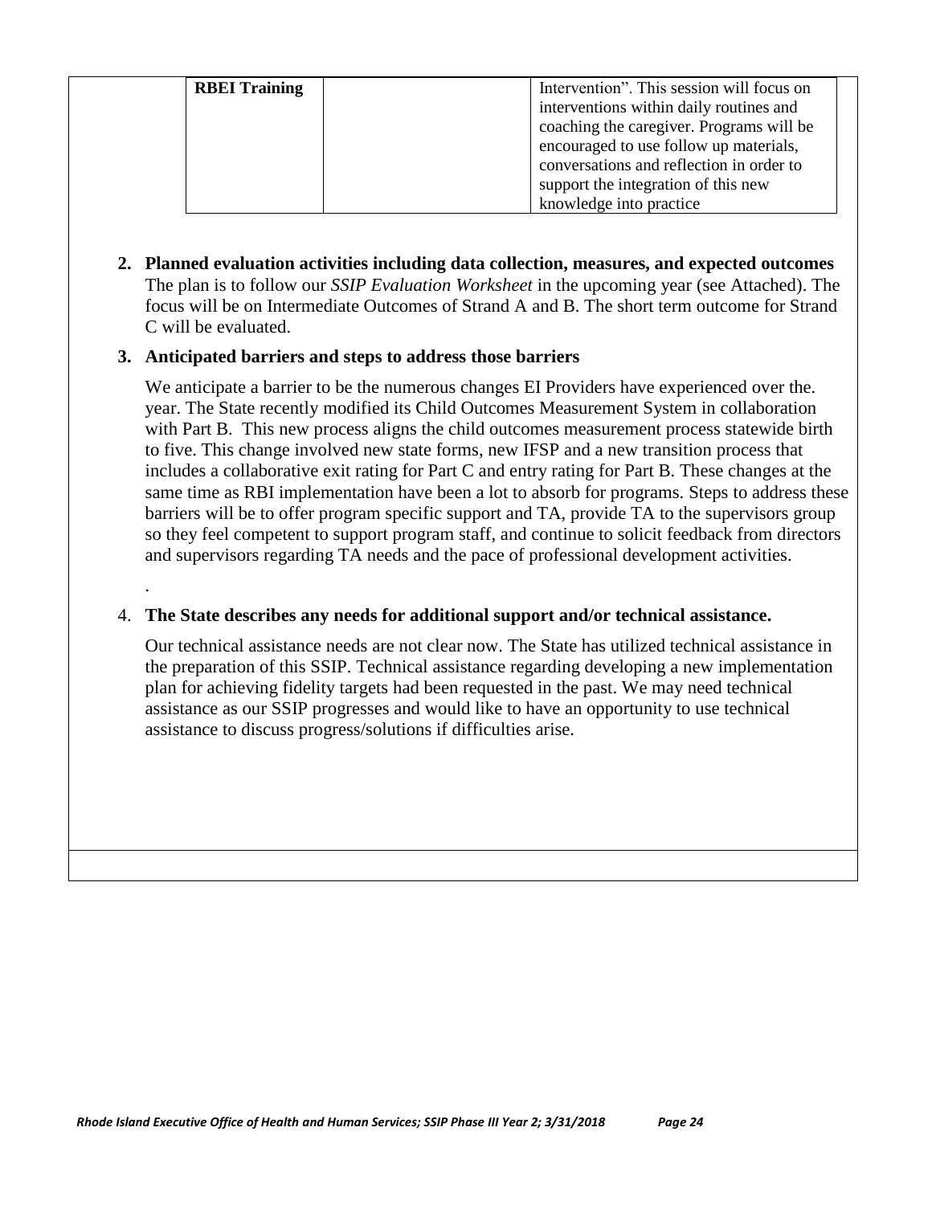| | | |
|---|---|---|
| **RBEI Training** | | Intervention". This session will focus on interventions within daily routines and coaching the caregiver. Programs will be encouraged to use follow up materials, conversations and reflection in order to support the integration of this new knowledge into practice |

**2. Planned evaluation activities including data collection, measures, and expected outcomes**

The plan is to follow our *SSIP Evaluation Worksheet* in the upcoming year (see Attached). The focus will be on Intermediate Outcomes of Strand A and B. The short term outcome for Strand C will be evaluated.

**3. Anticipated barriers and steps to address those barriers**

We anticipate a barrier to be the numerous changes EI Providers have experienced over the. year. The State recently modified its Child Outcomes Measurement System in collaboration with Part B. This new process aligns the child outcomes measurement process statewide birth to five. This change involved new state forms, new IFSP and a new transition process that includes a collaborative exit rating for Part C and entry rating for Part B. These changes at the same time as RBI implementation have been a lot to absorb for programs. Steps to address these barriers will be to offer program specific support and TA, provide TA to the supervisors group so they feel competent to support program staff, and continue to solicit feedback from directors and supervisors regarding TA needs and the pace of professional development activities.

.

4. **The State describes any needs for additional support and/or technical assistance.**

Our technical assistance needs are not clear now. The State has utilized technical assistance in the preparation of this SSIP. Technical assistance regarding developing a new implementation plan for achieving fidelity targets had been requested in the past. We may need technical assistance as our SSIP progresses and would like to have an opportunity to use technical assistance to discuss progress/solutions if difficulties arise.